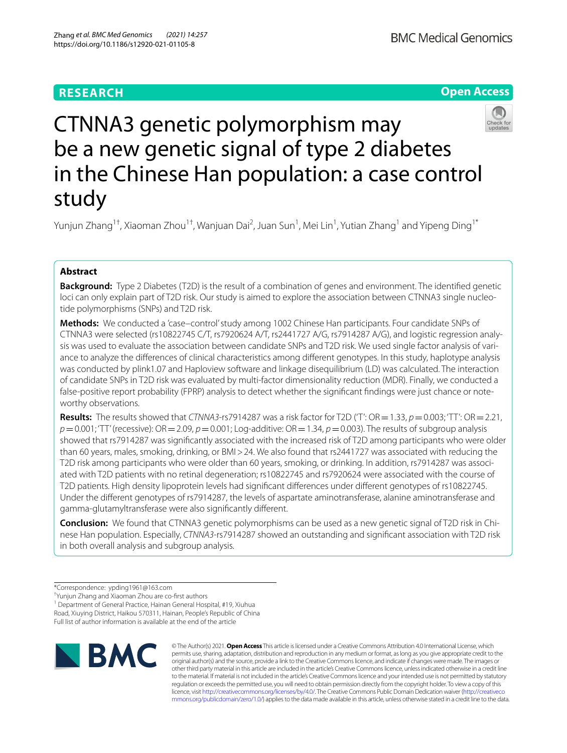RESEARCH

Open Access

# CTNNA3 genetic polymorphism may be a new genetic signal of type 2 diabetes in the Chinese Han population: a case control study

Yunjun Zhang[1†], Xiaoman Zhou[1†], Wanjuan Dai[2], Juan Sun[1], Mei Lin[1], Yutian Zhang[1] and Yipeng Ding[1*]

## Abstract

**Background:** Type 2 Diabetes (T2D) is the result of a combination of genes and environment. The identified genetic loci can only explain part of T2D risk. Our study is aimed to explore the association between CTNNA3 single nucleotide polymorphisms (SNPs) and T2D risk.

**Methods:** We conducted a 'case–control' study among 1002 Chinese Han participants. Four candidate SNPs of CTNNA3 were selected (rs10822745 C/T, rs7920624 A/T, rs2441727 A/G, rs7914287 A/G), and logistic regression analysis was used to evaluate the association between candidate SNPs and T2D risk. We used single factor analysis of variance to analyze the differences of clinical characteristics among different genotypes. In this study, haplotype analysis was conducted by plink1.07 and Haploview software and linkage disequilibrium (LD) was calculated. The interaction of candidate SNPs in T2D risk was evaluated by multi-factor dimensionality reduction (MDR). Finally, we conducted a false-positive report probability (FPRP) analysis to detect whether the significant findings were just chance or noteworthy observations.

**Results:** The results showed that *CTNNA3*-rs7914287 was a risk factor for T2D ('T': OR = 1.33, $p = 0.003$; 'TT': OR = 2.21, $p = 0.001$; 'TT' (recessive): OR = 2.09, $p = 0.001$; Log-additive: OR = 1.34, $p = 0.003$). The results of subgroup analysis showed that rs7914287 was significantly associated with the increased risk of T2D among participants who were older than 60 years, males, smoking, drinking, or BMI > 24. We also found that rs2441727 was associated with reducing the T2D risk among participants who were older than 60 years, smoking, or drinking. In addition, rs7914287 was associated with T2D patients with no retinal degeneration; rs10822745 and rs7920624 were associated with the course of T2D patients. High density lipoprotein levels had significant differences under different genotypes of rs10822745. Under the different genotypes of rs7914287, the levels of aspartate aminotransferase, alanine aminotransferase and gamma-glutamyltransferase were also significantly different.

**Conclusion:** We found that CTNNA3 genetic polymorphisms can be used as a new genetic signal of T2D risk in Chinese Han population. Especially, *CTNNA3*-rs7914287 showed an outstanding and significant association with T2D risk in both overall analysis and subgroup analysis.

*Correspondence: ypding1961@163.com
†Yunjun Zhang and Xiaoman Zhou are co-first authors
[1] Department of General Practice, Hainan General Hospital, #19, Xiuhua Road, Xiuying District, Haikou 570311, Hainan, People's Republic of China
Full list of author information is available at the end of the article

© The Author(s) 2021. **Open Access** This article is licensed under a Creative Commons Attribution 4.0 International License, which permits use, sharing, adaptation, distribution and reproduction in any medium or format, as long as you give appropriate credit to the original author(s) and the source, provide a link to the Creative Commons licence, and indicate if changes were made. The images or other third party material in this article are included in the article's Creative Commons licence, unless indicated otherwise in a credit line to the material. If material is not included in the article's Creative Commons licence and your intended use is not permitted by statutory regulation or exceeds the permitted use, you will need to obtain permission directly from the copyright holder. To view a copy of this licence, visit http://creativecommons.org/licenses/by/4.0/. The Creative Commons Public Domain Dedication waiver (http://creativecommons.org/publicdomain/zero/1.0/) applies to the data made available in this article, unless otherwise stated in a credit line to the data.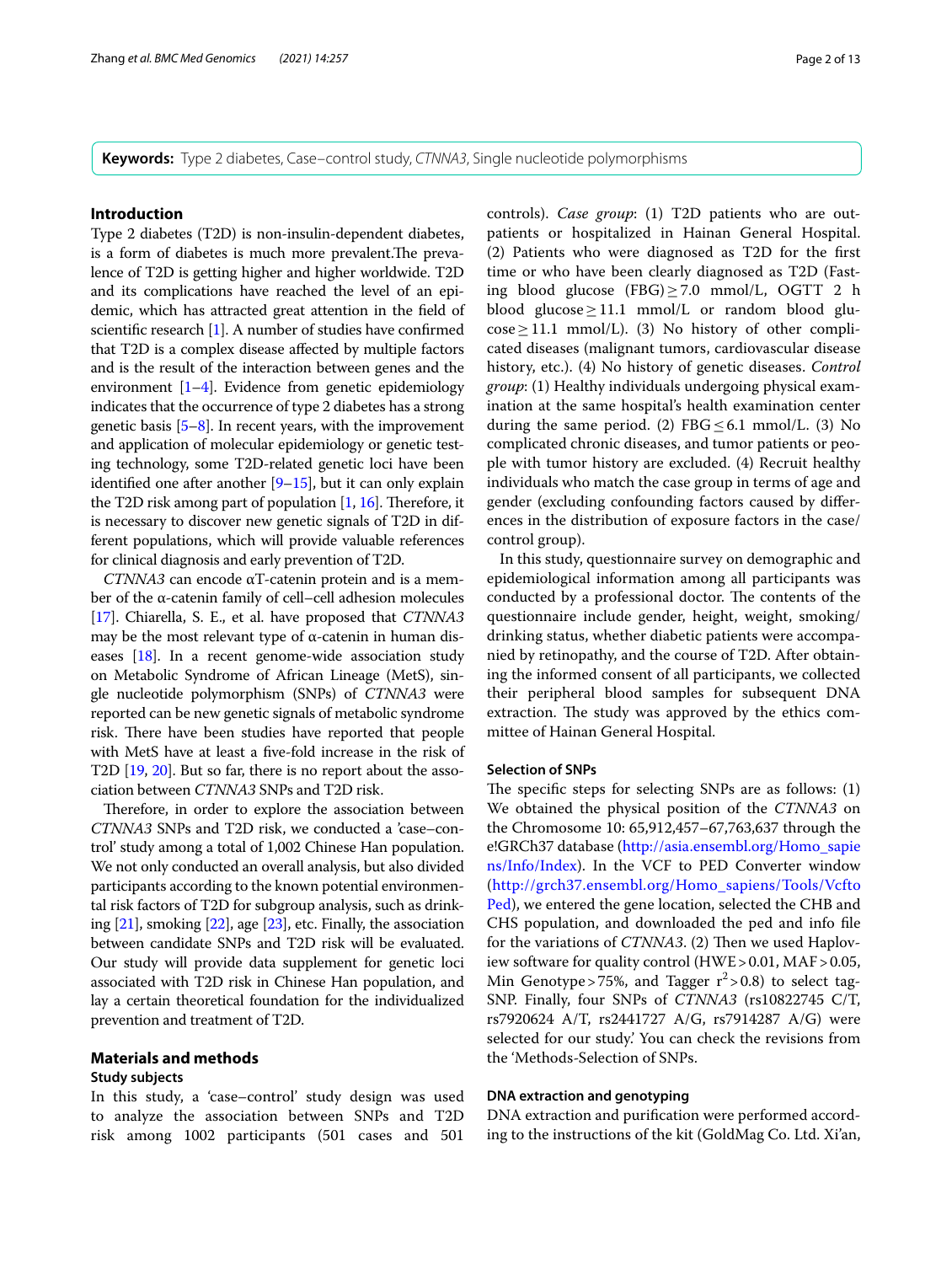**Keywords:** Type 2 diabetes, Case–control study, *CTNNA3*, Single nucleotide polymorphisms

## Introduction

Type 2 diabetes (T2D) is non-insulin-dependent diabetes, is a form of diabetes is much more prevalent.The prevalence of T2D is getting higher and higher worldwide. T2D and its complications have reached the level of an epidemic, which has attracted great attention in the field of scientific research [1]. A number of studies have confirmed that T2D is a complex disease affected by multiple factors and is the result of the interaction between genes and the environment [1–4]. Evidence from genetic epidemiology indicates that the occurrence of type 2 diabetes has a strong genetic basis [5–8]. In recent years, with the improvement and application of molecular epidemiology or genetic testing technology, some T2D-related genetic loci have been identified one after another [9–15], but it can only explain the T2D risk among part of population [1, 16]. Therefore, it is necessary to discover new genetic signals of T2D in different populations, which will provide valuable references for clinical diagnosis and early prevention of T2D.

*CTNNA3* can encode αT-catenin protein and is a member of the α-catenin family of cell–cell adhesion molecules [17]. Chiarella, S. E., et al. have proposed that *CTNNA3* may be the most relevant type of α-catenin in human diseases [18]. In a recent genome-wide association study on Metabolic Syndrome of African Lineage (MetS), single nucleotide polymorphism (SNPs) of *CTNNA3* were reported can be new genetic signals of metabolic syndrome risk. There have been studies have reported that people with MetS have at least a five-fold increase in the risk of T2D [19, 20]. But so far, there is no report about the association between *CTNNA3* SNPs and T2D risk.

Therefore, in order to explore the association between *CTNNA3* SNPs and T2D risk, we conducted a 'case–control' study among a total of 1,002 Chinese Han population. We not only conducted an overall analysis, but also divided participants according to the known potential environmental risk factors of T2D for subgroup analysis, such as drinking [21], smoking [22], age [23], etc. Finally, the association between candidate SNPs and T2D risk will be evaluated. Our study will provide data supplement for genetic loci associated with T2D risk in Chinese Han population, and lay a certain theoretical foundation for the individualized prevention and treatment of T2D.

## Materials and methods

### Study subjects

In this study, a 'case–control' study design was used to analyze the association between SNPs and T2D risk among 1002 participants (501 cases and 501 controls). *Case group*: (1) T2D patients who are outpatients or hospitalized in Hainan General Hospital. (2) Patients who were diagnosed as T2D for the first time or who have been clearly diagnosed as T2D (Fasting blood glucose (FBG) ≥ 7.0 mmol/L, OGTT 2 h blood glucose ≥ 11.1 mmol/L or random blood glucose ≥ 11.1 mmol/L). (3) No history of other complicated diseases (malignant tumors, cardiovascular disease history, etc.). (4) No history of genetic diseases. *Control group*: (1) Healthy individuals undergoing physical examination at the same hospital's health examination center during the same period. (2) FBG ≤ 6.1 mmol/L. (3) No complicated chronic diseases, and tumor patients or people with tumor history are excluded. (4) Recruit healthy individuals who match the case group in terms of age and gender (excluding confounding factors caused by differences in the distribution of exposure factors in the case/control group).

In this study, questionnaire survey on demographic and epidemiological information among all participants was conducted by a professional doctor. The contents of the questionnaire include gender, height, weight, smoking/drinking status, whether diabetic patients were accompanied by retinopathy, and the course of T2D. After obtaining the informed consent of all participants, we collected their peripheral blood samples for subsequent DNA extraction. The study was approved by the ethics committee of Hainan General Hospital.

### Selection of SNPs

The specific steps for selecting SNPs are as follows: (1) We obtained the physical position of the *CTNNA3* on the Chromosome 10: 65,912,457–67,763,637 through the e!GRCh37 database (http://asia.ensembl.org/Homo_sapiens/Info/Index). In the VCF to PED Converter window (http://grch37.ensembl.org/Homo_sapiens/Tools/VcftoPed), we entered the gene location, selected the CHB and CHS population, and downloaded the ped and info file for the variations of *CTNNA3*. (2) Then we used Haploview software for quality control (HWE > 0.01, MAF > 0.05, Min Genotype > 75%, and Tagger $r^2 > 0.8$) to select tag-SNP. Finally, four SNPs of *CTNNA3* (rs10822745 C/T, rs7920624 A/T, rs2441727 A/G, rs7914287 A/G) were selected for our study.' You can check the revisions from the 'Methods-Selection of SNPs.

### DNA extraction and genotyping

DNA extraction and purification were performed according to the instructions of the kit (GoldMag Co. Ltd. Xi'an,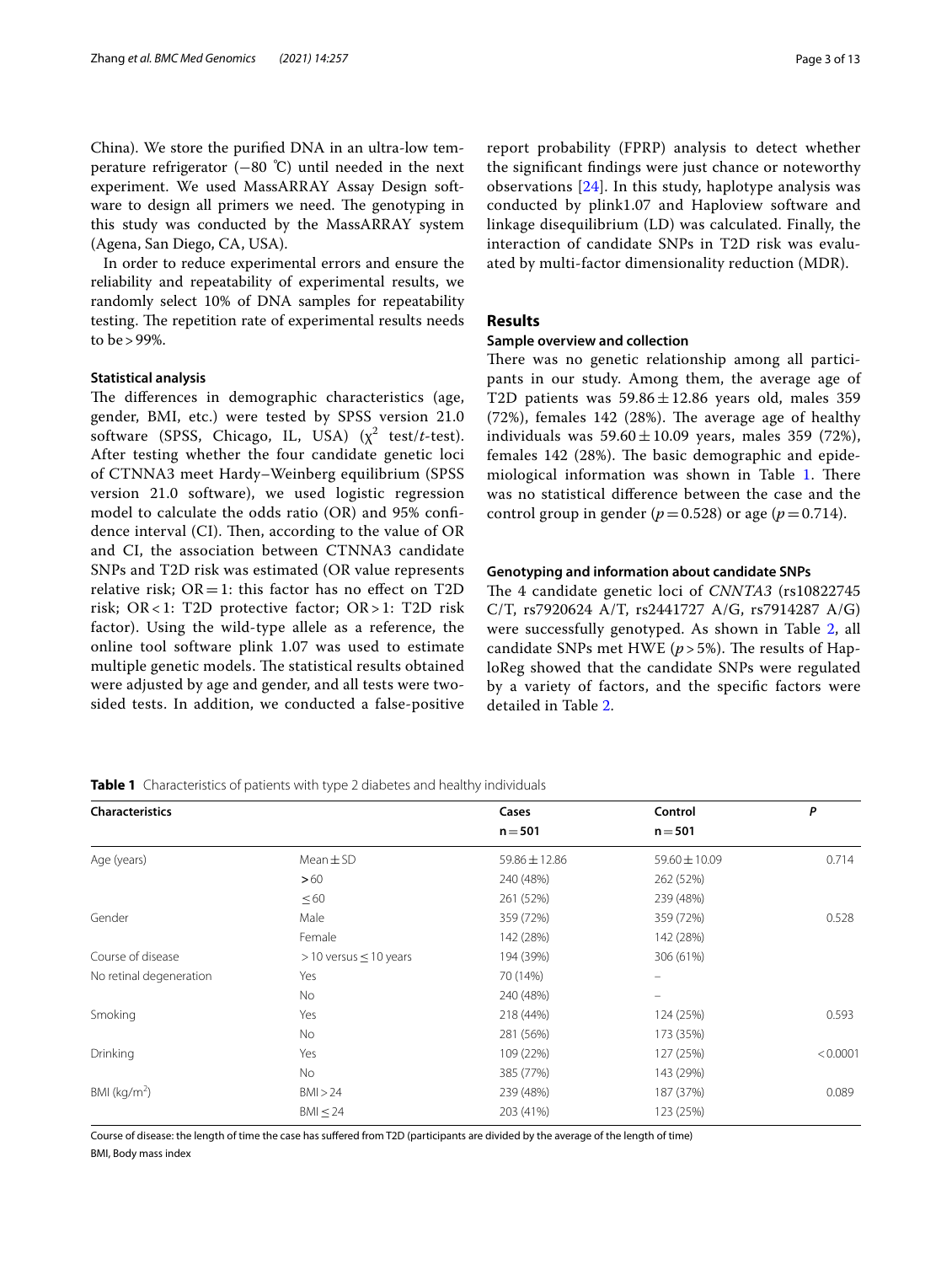China). We store the purified DNA in an ultra-low temperature refrigerator (−80 ℃) until needed in the next experiment. We used MassARRAY Assay Design software to design all primers we need. The genotyping in this study was conducted by the MassARRAY system (Agena, San Diego, CA, USA).

In order to reduce experimental errors and ensure the reliability and repeatability of experimental results, we randomly select 10% of DNA samples for repeatability testing. The repetition rate of experimental results needs to be > 99%.

### Statistical analysis

The differences in demographic characteristics (age, gender, BMI, etc.) were tested by SPSS version 21.0 software (SPSS, Chicago, IL, USA) ($\chi^2$ test/*t*-test). After testing whether the four candidate genetic loci of CTNNA3 meet Hardy–Weinberg equilibrium (SPSS version 21.0 software), we used logistic regression model to calculate the odds ratio (OR) and 95% confidence interval (CI). Then, according to the value of OR and CI, the association between CTNNA3 candidate SNPs and T2D risk was estimated (OR value represents relative risk; OR = 1: this factor has no effect on T2D risk; OR < 1: T2D protective factor; OR > 1: T2D risk factor). Using the wild-type allele as a reference, the online tool software plink 1.07 was used to estimate multiple genetic models. The statistical results obtained were adjusted by age and gender, and all tests were two-sided tests. In addition, we conducted a false-positive report probability (FPRP) analysis to detect whether the significant findings were just chance or noteworthy observations [24]. In this study, haplotype analysis was conducted by plink1.07 and Haploview software and linkage disequilibrium (LD) was calculated. Finally, the interaction of candidate SNPs in T2D risk was evaluated by multi-factor dimensionality reduction (MDR).

## Results

### Sample overview and collection

There was no genetic relationship among all participants in our study. Among them, the average age of T2D patients was 59.86 ± 12.86 years old, males 359 (72%), females 142 (28%). The average age of healthy individuals was 59.60 ± 10.09 years, males 359 (72%), females 142 (28%). The basic demographic and epidemiological information was shown in Table 1. There was no statistical difference between the case and the control group in gender (*p* = 0.528) or age (*p* = 0.714).

### Genotyping and information about candidate SNPs

The 4 candidate genetic loci of *CNNTA3* (rs10822745 C/T, rs7920624 A/T, rs2441727 A/G, rs7914287 A/G) were successfully genotyped. As shown in Table 2, all candidate SNPs met HWE (*p* > 5%). The results of HaploReg showed that the candidate SNPs were regulated by a variety of factors, and the specific factors were detailed in Table 2.

**Table 1** Characteristics of patients with type 2 diabetes and healthy individuals

| Characteristics | | Cases | Control | *P* |
|---|---|---|---|---|
| | | n = 501 | n = 501 | |
| Age (years) | Mean ± SD | 59.86 ± 12.86 | 59.60 ± 10.09 | 0.714 |
| | > 60 | 240 (48%) | 262 (52%) | |
| | ≤ 60 | 261 (52%) | 239 (48%) | |
| Gender | Male | 359 (72%) | 359 (72%) | 0.528 |
| | Female | 142 (28%) | 142 (28%) | |
| Course of disease | > 10 versus ≤ 10 years | 194 (39%) | 306 (61%) | |
| No retinal degeneration | Yes | 70 (14%) | – | |
| | No | 240 (48%) | – | |
| Smoking | Yes | 218 (44%) | 124 (25%) | 0.593 |
| | No | 281 (56%) | 173 (35%) | |
| Drinking | Yes | 109 (22%) | 127 (25%) | < 0.0001 |
| | No | 385 (77%) | 143 (29%) | |
| BMI (kg/m$^2$) | BMI > 24 | 239 (48%) | 187 (37%) | 0.089 |
| | BMI ≤ 24 | 203 (41%) | 123 (25%) | |

Course of disease: the length of time the case has suffered from T2D (participants are divided by the average of the length of time)

BMI, Body mass index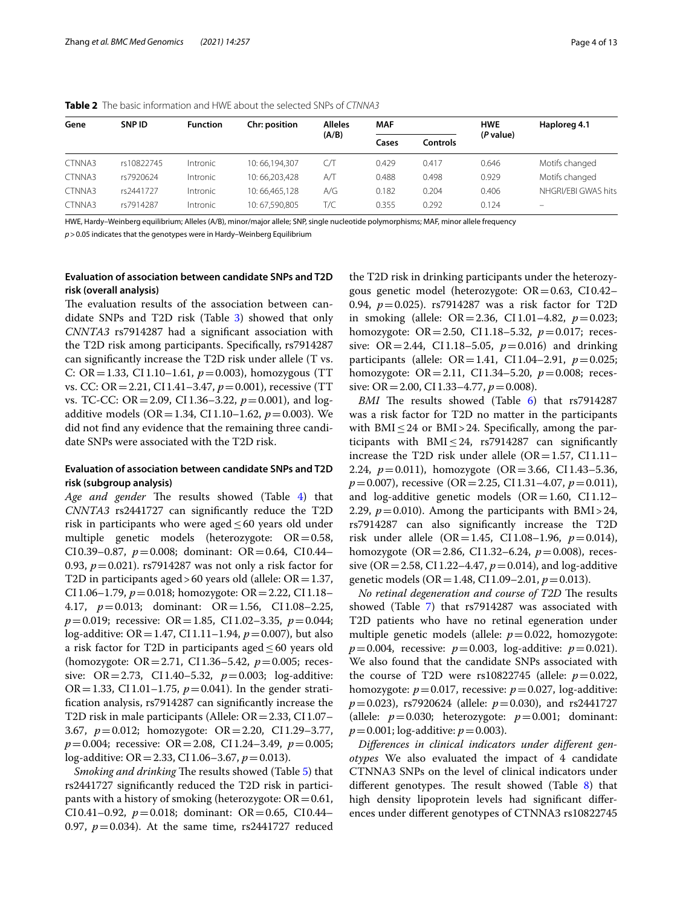**Table 2** The basic information and HWE about the selected SNPs of *CTNNA3*

| Gene | SNP ID | Function | Chr: position | Alleles (A/B) | MAF | | HWE (*P* value) | Haploreg 4.1 |
|---|---|---|---|---|---|---|---|---|
| | | | | | Cases | Controls | | |
| CTNNA3 | rs10822745 | Intronic | 10: 66,194,307 | C/T | 0.429 | 0.417 | 0.646 | Motifs changed |
| CTNNA3 | rs7920624 | Intronic | 10: 66,203,428 | A/T | 0.488 | 0.498 | 0.929 | Motifs changed |
| CTNNA3 | rs2441727 | Intronic | 10: 66,465,128 | A/G | 0.182 | 0.204 | 0.406 | NHGRI/EBI GWAS hits |
| CTNNA3 | rs7914287 | Intronic | 10: 67,590,805 | T/C | 0.355 | 0.292 | 0.124 | – |

HWE, Hardy–Weinberg equilibrium; Alleles (A/B), minor/major allele; SNP, single nucleotide polymorphisms; MAF, minor allele frequency

$p>0.05$ indicates that the genotypes were in Hardy–Weinberg Equilibrium

### Evaluation of association between candidate SNPs and T2D risk (overall analysis)

The evaluation results of the association between candidate SNPs and T2D risk (Table 3) showed that only *CNNTA3* rs7914287 had a significant association with the T2D risk among participants. Specifically, rs7914287 can significantly increase the T2D risk under allele (T vs. C: OR = 1.33, CI 1.10–1.61, $p=0.003$), homozygous (TT vs. CC: OR = 2.21, CI 1.41–3.47, $p=0.001$), recessive (TT vs. TC-CC: OR = 2.09, CI 1.36–3.22, $p=0.001$), and log-additive models (OR = 1.34, CI 1.10–1.62, $p=0.003$). We did not find any evidence that the remaining three candidate SNPs were associated with the T2D risk.

### Evaluation of association between candidate SNPs and T2D risk (subgroup analysis)

*Age and gender* The results showed (Table 4) that *CNNTA3* rs2441727 can significantly reduce the T2D risk in participants who were aged ≤ 60 years old under multiple genetic models (heterozygote: OR = 0.58, CI 0.39–0.87, $p=0.008$; dominant: OR = 0.64, CI 0.44–0.93, $p=0.021$). rs7914287 was not only a risk factor for T2D in participants aged > 60 years old (allele: OR = 1.37, CI 1.06–1.79, $p=0.018$; homozygote: OR = 2.22, CI 1.18–4.17, $p=0.013$; dominant: OR = 1.56, CI 1.08–2.25, $p=0.019$; recessive: OR = 1.85, CI 1.02–3.35, $p=0.044$; log-additive: OR = 1.47, CI 1.11–1.94, $p=0.007$), but also a risk factor for T2D in participants aged ≤ 60 years old (homozygote: OR = 2.71, CI 1.36–5.42, $p=0.005$; recessive: OR = 2.73, CI 1.40–5.32, $p=0.003$; log-additive: OR = 1.33, CI 1.01–1.75, $p=0.041$). In the gender stratification analysis, rs7914287 can significantly increase the T2D risk in male participants (Allele: OR = 2.33, CI 1.07–3.67, $p=0.012$; homozygote: OR = 2.20, CI 1.29–3.77, $p=0.004$; recessive: OR = 2.08, CI 1.24–3.49, $p=0.005$; log-additive: OR = 2.33, CI 1.06–3.67, $p=0.013$).

*Smoking and drinking* The results showed (Table 5) that rs2441727 significantly reduced the T2D risk in participants with a history of smoking (heterozygote: OR = 0.61, CI 0.41–0.92, $p=0.018$; dominant: OR = 0.65, CI 0.44–0.97, $p=0.034$). At the same time, rs2441727 reduced the T2D risk in drinking participants under the heterozygous genetic model (heterozygote: OR = 0.63, CI 0.42–0.94, $p=0.025$). rs7914287 was a risk factor for T2D in smoking (allele: OR = 2.36, CI 1.01–4.82, $p=0.023$; homozygote: OR = 2.50, CI 1.18–5.32, $p=0.017$; recessive: OR = 2.44, CI 1.18–5.05, $p=0.016$) and drinking participants (allele: OR = 1.41, CI 1.04–2.91, $p=0.025$; homozygote: OR = 2.11, CI 1.34–5.20, $p=0.008$; recessive: OR = 2.00, CI 1.33–4.77, $p=0.008$).

*BMI* The results showed (Table 6) that rs7914287 was a risk factor for T2D no matter in the participants with BMI ≤ 24 or BMI > 24. Specifically, among the participants with BMI ≤ 24, rs7914287 can significantly increase the T2D risk under allele (OR = 1.57, CI 1.11–2.24, $p=0.011$), homozygote (OR = 3.66, CI 1.43–5.36, $p=0.007$), recessive (OR = 2.25, CI 1.31–4.07, $p=0.011$), and log-additive genetic models (OR = 1.60, CI 1.12–2.29, $p=0.010$). Among the participants with BMI > 24, rs7914287 can also significantly increase the T2D risk under allele (OR = 1.45, CI 1.08–1.96, $p=0.014$), homozygote (OR = 2.86, CI 1.32–6.24, $p=0.008$), recessive (OR = 2.58, CI 1.22–4.47, $p=0.014$), and log-additive genetic models (OR = 1.48, CI 1.09–2.01, $p=0.013$).

*No retinal degeneration and course of T2D* The results showed (Table 7) that rs7914287 was associated with T2D patients who have no retinal egeneration under multiple genetic models (allele: $p=0.022$, homozygote: $p=0.004$, recessive: $p=0.003$, log-additive: $p=0.021$). We also found that the candidate SNPs associated with the course of T2D were rs10822745 (allele: $p=0.022$, homozygote: $p=0.017$, recessive: $p=0.027$, log-additive: $p=0.023$), rs7920624 (allele: $p=0.030$), and rs2441727 (allele: $p=0.030$; heterozygote: $p=0.001$; dominant: $p=0.001$; log-additive: $p=0.003$).

*Differences in clinical indicators under different genotypes* We also evaluated the impact of 4 candidate CTNNA3 SNPs on the level of clinical indicators under different genotypes. The result showed (Table 8) that high density lipoprotein levels had significant differences under different genotypes of CTNNA3 rs10822745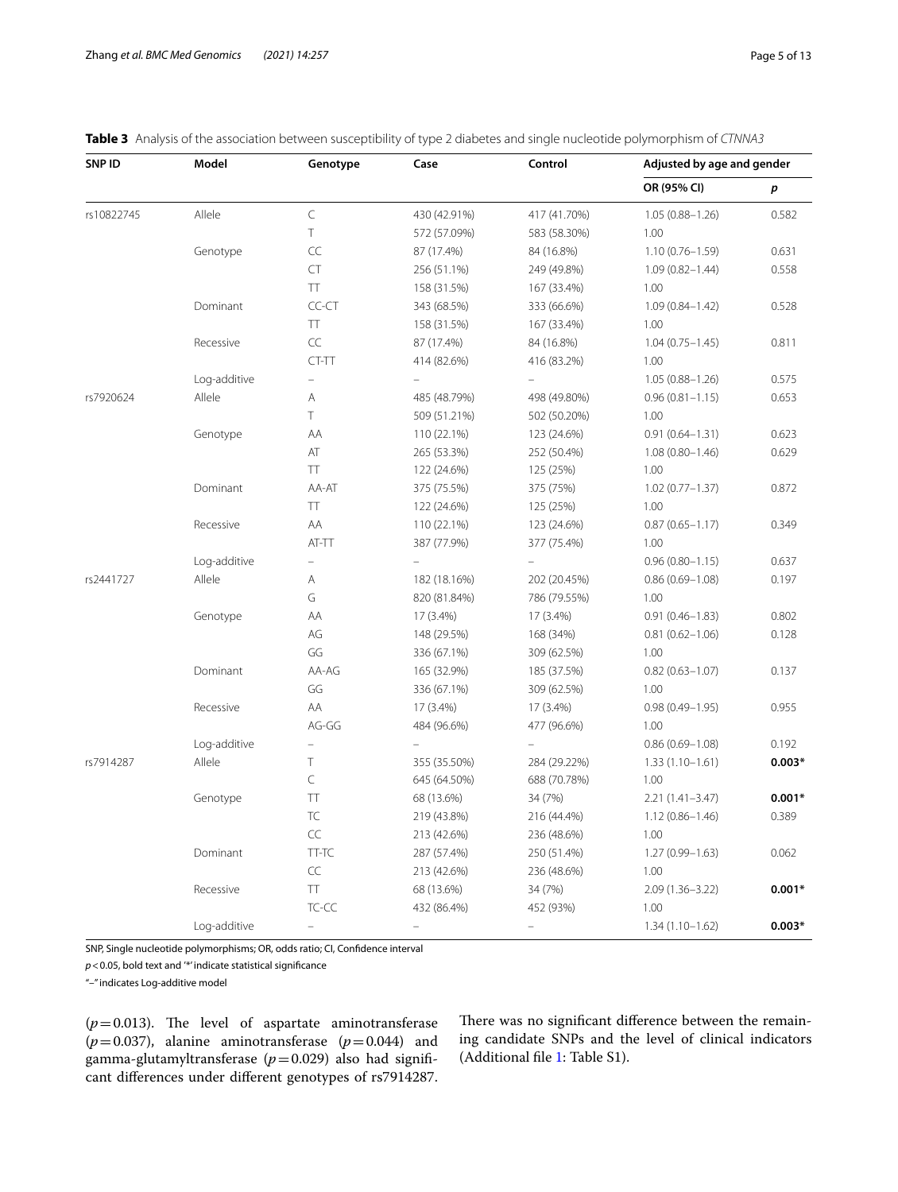**Table 3** Analysis of the association between susceptibility of type 2 diabetes and single nucleotide polymorphism of *CTNNA3*

| SNP ID | Model | Genotype | Case | Control | Adjusted by age and gender | |
|---|---|---|---|---|---|---|
| | | | | | OR (95% CI) | *p* |
| rs10822745 | Allele | C | 430 (42.91%) | 417 (41.70%) | 1.05 (0.88–1.26) | 0.582 |
| | | T | 572 (57.09%) | 583 (58.30%) | 1.00 | |
| | Genotype | CC | 87 (17.4%) | 84 (16.8%) | 1.10 (0.76–1.59) | 0.631 |
| | | CT | 256 (51.1%) | 249 (49.8%) | 1.09 (0.82–1.44) | 0.558 |
| | | TT | 158 (31.5%) | 167 (33.4%) | 1.00 | |
| | Dominant | CC-CT | 343 (68.5%) | 333 (66.6%) | 1.09 (0.84–1.42) | 0.528 |
| | | TT | 158 (31.5%) | 167 (33.4%) | 1.00 | |
| | Recessive | CC | 87 (17.4%) | 84 (16.8%) | 1.04 (0.75–1.45) | 0.811 |
| | | CT-TT | 414 (82.6%) | 416 (83.2%) | 1.00 | |
| | Log-additive | – | – | – | 1.05 (0.88–1.26) | 0.575 |
| rs7920624 | Allele | A | 485 (48.79%) | 498 (49.80%) | 0.96 (0.81–1.15) | 0.653 |
| | | T | 509 (51.21%) | 502 (50.20%) | 1.00 | |
| | Genotype | AA | 110 (22.1%) | 123 (24.6%) | 0.91 (0.64–1.31) | 0.623 |
| | | AT | 265 (53.3%) | 252 (50.4%) | 1.08 (0.80–1.46) | 0.629 |
| | | TT | 122 (24.6%) | 125 (25%) | 1.00 | |
| | Dominant | AA-AT | 375 (75.5%) | 375 (75%) | 1.02 (0.77–1.37) | 0.872 |
| | | TT | 122 (24.6%) | 125 (25%) | 1.00 | |
| | Recessive | AA | 110 (22.1%) | 123 (24.6%) | 0.87 (0.65–1.17) | 0.349 |
| | | AT-TT | 387 (77.9%) | 377 (75.4%) | 1.00 | |
| | Log-additive | – | – | – | 0.96 (0.80–1.15) | 0.637 |
| rs2441727 | Allele | A | 182 (18.16%) | 202 (20.45%) | 0.86 (0.69–1.08) | 0.197 |
| | | G | 820 (81.84%) | 786 (79.55%) | 1.00 | |
| | Genotype | AA | 17 (3.4%) | 17 (3.4%) | 0.91 (0.46–1.83) | 0.802 |
| | | AG | 148 (29.5%) | 168 (34%) | 0.81 (0.62–1.06) | 0.128 |
| | | GG | 336 (67.1%) | 309 (62.5%) | 1.00 | |
| | Dominant | AA-AG | 165 (32.9%) | 185 (37.5%) | 0.82 (0.63–1.07) | 0.137 |
| | | GG | 336 (67.1%) | 309 (62.5%) | 1.00 | |
| | Recessive | AA | 17 (3.4%) | 17 (3.4%) | 0.98 (0.49–1.95) | 0.955 |
| | | AG-GG | 484 (96.6%) | 477 (96.6%) | 1.00 | |
| | Log-additive | – | – | – | 0.86 (0.69–1.08) | 0.192 |
| rs7914287 | Allele | T | 355 (35.50%) | 284 (29.22%) | 1.33 (1.10–1.61) | **0.003*** |
| | | C | 645 (64.50%) | 688 (70.78%) | 1.00 | |
| | Genotype | TT | 68 (13.6%) | 34 (7%) | 2.21 (1.41–3.47) | **0.001*** |
| | | TC | 219 (43.8%) | 216 (44.4%) | 1.12 (0.86–1.46) | 0.389 |
| | | CC | 213 (42.6%) | 236 (48.6%) | 1.00 | |
| | Dominant | TT-TC | 287 (57.4%) | 250 (51.4%) | 1.27 (0.99–1.63) | 0.062 |
| | | CC | 213 (42.6%) | 236 (48.6%) | 1.00 | |
| | Recessive | TT | 68 (13.6%) | 34 (7%) | 2.09 (1.36–3.22) | **0.001*** |
| | | TC-CC | 432 (86.4%) | 452 (93%) | 1.00 | |
| | Log-additive | – | – | – | 1.34 (1.10–1.62) | **0.003*** |

SNP, Single nucleotide polymorphisms; OR, odds ratio; CI, Confidence interval

$p < 0.05$, bold text and '*' indicate statistical significance

"–" indicates Log-additive model

($p = 0.013$). The level of aspartate aminotransferase ($p = 0.037$), alanine aminotransferase ($p = 0.044$) and gamma-glutamyltransferase ($p = 0.029$) also had significant differences under different genotypes of rs7914287. There was no significant difference between the remaining candidate SNPs and the level of clinical indicators (Additional file 1: Table S1).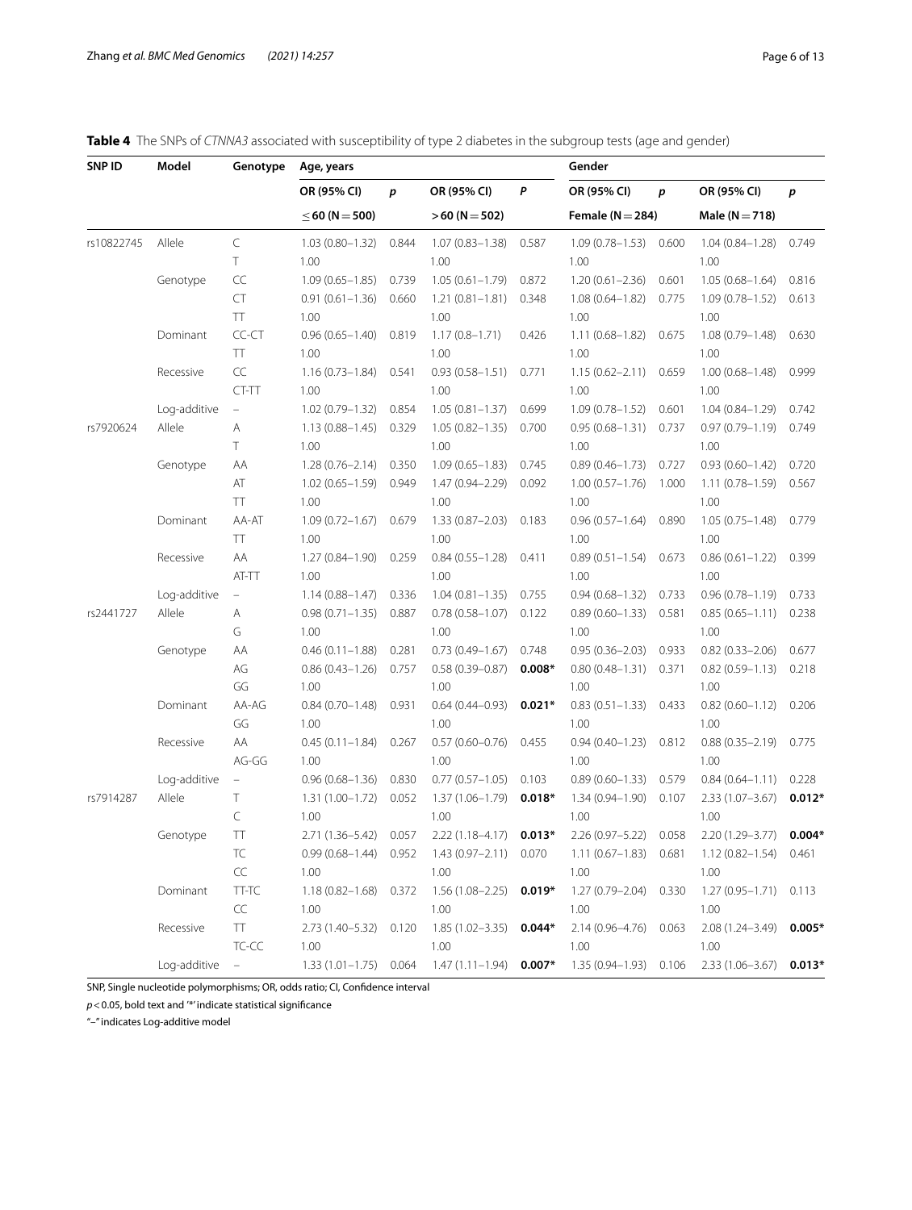**Table 4** The SNPs of *CTNNA3* associated with susceptibility of type 2 diabetes in the subgroup tests (age and gender)

| SNP ID | Model | Genotype | Age, years | | | | Gender | | | |
|---|---|---|---|---|---|---|---|---|---|---|
| | | | OR (95% CI) | *p* | OR (95% CI) | *P* | OR (95% CI) | *p* | OR (95% CI) | *p* |
| | | | ≤ 60 (N = 500) | | > 60 (N = 502) | | Female (N = 284) | | Male (N = 718) | |
| rs10822745 | Allele | C | 1.03 (0.80–1.32) | 0.844 | 1.07 (0.83–1.38) | 0.587 | 1.09 (0.78–1.53) | 0.600 | 1.04 (0.84–1.28) | 0.749 |
| | | T | 1.00 | | 1.00 | | 1.00 | | 1.00 | |
| | Genotype | CC | 1.09 (0.65–1.85) | 0.739 | 1.05 (0.61–1.79) | 0.872 | 1.20 (0.61–2.36) | 0.601 | 1.05 (0.68–1.64) | 0.816 |
| | | CT | 0.91 (0.61–1.36) | 0.660 | 1.21 (0.81–1.81) | 0.348 | 1.08 (0.64–1.82) | 0.775 | 1.09 (0.78–1.52) | 0.613 |
| | | TT | 1.00 | | 1.00 | | 1.00 | | 1.00 | |
| | Dominant | CC-CT | 0.96 (0.65–1.40) | 0.819 | 1.17 (0.8–1.71) | 0.426 | 1.11 (0.68–1.82) | 0.675 | 1.08 (0.79–1.48) | 0.630 |
| | | TT | 1.00 | | 1.00 | | 1.00 | | 1.00 | |
| | Recessive | CC | 1.16 (0.73–1.84) | 0.541 | 0.93 (0.58–1.51) | 0.771 | 1.15 (0.62–2.11) | 0.659 | 1.00 (0.68–1.48) | 0.999 |
| | | CT-TT | 1.00 | | 1.00 | | 1.00 | | 1.00 | |
| | Log-additive | – | 1.02 (0.79–1.32) | 0.854 | 1.05 (0.81–1.37) | 0.699 | 1.09 (0.78–1.52) | 0.601 | 1.04 (0.84–1.29) | 0.742 |
| rs7920624 | Allele | A | 1.13 (0.88–1.45) | 0.329 | 1.05 (0.82–1.35) | 0.700 | 0.95 (0.68–1.31) | 0.737 | 0.97 (0.79–1.19) | 0.749 |
| | | T | 1.00 | | 1.00 | | 1.00 | | 1.00 | |
| | Genotype | AA | 1.28 (0.76–2.14) | 0.350 | 1.09 (0.65–1.83) | 0.745 | 0.89 (0.46–1.73) | 0.727 | 0.93 (0.60–1.42) | 0.720 |
| | | AT | 1.02 (0.65–1.59) | 0.949 | 1.47 (0.94–2.29) | 0.092 | 1.00 (0.57–1.76) | 1.000 | 1.11 (0.78–1.59) | 0.567 |
| | | TT | 1.00 | | 1.00 | | 1.00 | | 1.00 | |
| | Dominant | AA-AT | 1.09 (0.72–1.67) | 0.679 | 1.33 (0.87–2.03) | 0.183 | 0.96 (0.57–1.64) | 0.890 | 1.05 (0.75–1.48) | 0.779 |
| | | TT | 1.00 | | 1.00 | | 1.00 | | 1.00 | |
| | Recessive | AA | 1.27 (0.84–1.90) | 0.259 | 0.84 (0.55–1.28) | 0.411 | 0.89 (0.51–1.54) | 0.673 | 0.86 (0.61–1.22) | 0.399 |
| | | AT-TT | 1.00 | | 1.00 | | 1.00 | | 1.00 | |
| | Log-additive | – | 1.14 (0.88–1.47) | 0.336 | 1.04 (0.81–1.35) | 0.755 | 0.94 (0.68–1.32) | 0.733 | 0.96 (0.78–1.19) | 0.733 |
| rs2441727 | Allele | A | 0.98 (0.71–1.35) | 0.887 | 0.78 (0.58–1.07) | 0.122 | 0.89 (0.60–1.33) | 0.581 | 0.85 (0.65–1.11) | 0.238 |
| | | G | 1.00 | | 1.00 | | 1.00 | | 1.00 | |
| | Genotype | AA | 0.46 (0.11–1.88) | 0.281 | 0.73 (0.49–1.67) | 0.748 | 0.95 (0.36–2.03) | 0.933 | 0.82 (0.33–2.06) | 0.677 |
| | | AG | 0.86 (0.43–1.26) | 0.757 | 0.58 (0.39–0.87) | **0.008*** | 0.80 (0.48–1.31) | 0.371 | 0.82 (0.59–1.13) | 0.218 |
| | | GG | 1.00 | | 1.00 | | 1.00 | | 1.00 | |
| | Dominant | AA-AG | 0.84 (0.70–1.48) | 0.931 | 0.64 (0.44–0.93) | **0.021*** | 0.83 (0.51–1.33) | 0.433 | 0.82 (0.60–1.12) | 0.206 |
| | | GG | 1.00 | | 1.00 | | 1.00 | | 1.00 | |
| | Recessive | AA | 0.45 (0.11–1.84) | 0.267 | 0.57 (0.60–0.76) | 0.455 | 0.94 (0.40–1.23) | 0.812 | 0.88 (0.35–2.19) | 0.775 |
| | | AG-GG | 1.00 | | 1.00 | | 1.00 | | 1.00 | |
| | Log-additive | – | 0.96 (0.68–1.36) | 0.830 | 0.77 (0.57–1.05) | 0.103 | 0.89 (0.60–1.33) | 0.579 | 0.84 (0.64–1.11) | 0.228 |
| rs7914287 | Allele | T | 1.31 (1.00–1.72) | 0.052 | 1.37 (1.06–1.79) | **0.018*** | 1.34 (0.94–1.90) | 0.107 | 2.33 (1.07–3.67) | **0.012*** |
| | | C | 1.00 | | 1.00 | | 1.00 | | 1.00 | |
| | Genotype | TT | 2.71 (1.36–5.42) | 0.057 | 2.22 (1.18–4.17) | **0.013*** | 2.26 (0.97–5.22) | 0.058 | 2.20 (1.29–3.77) | **0.004*** |
| | | TC | 0.99 (0.68–1.44) | 0.952 | 1.43 (0.97–2.11) | 0.070 | 1.11 (0.67–1.83) | 0.681 | 1.12 (0.82–1.54) | 0.461 |
| | | CC | 1.00 | | 1.00 | | 1.00 | | 1.00 | |
| | Dominant | TT-TC | 1.18 (0.82–1.68) | 0.372 | 1.56 (1.08–2.25) | **0.019*** | 1.27 (0.79–2.04) | 0.330 | 1.27 (0.95–1.71) | 0.113 |
| | | CC | 1.00 | | 1.00 | | 1.00 | | 1.00 | |
| | Recessive | TT | 2.73 (1.40–5.32) | 0.120 | 1.85 (1.02–3.35) | **0.044*** | 2.14 (0.96–4.76) | 0.063 | 2.08 (1.24–3.49) | **0.005*** |
| | | TC-CC | 1.00 | | 1.00 | | 1.00 | | 1.00 | |
| | Log-additive | – | 1.33 (1.01–1.75) | 0.064 | 1.47 (1.11–1.94) | **0.007*** | 1.35 (0.94–1.93) | 0.106 | 2.33 (1.06–3.67) | **0.013*** |

SNP, Single nucleotide polymorphisms; OR, odds ratio; CI, Confidence interval

*p* < 0.05, bold text and '*' indicate statistical significance

"–" indicates Log-additive model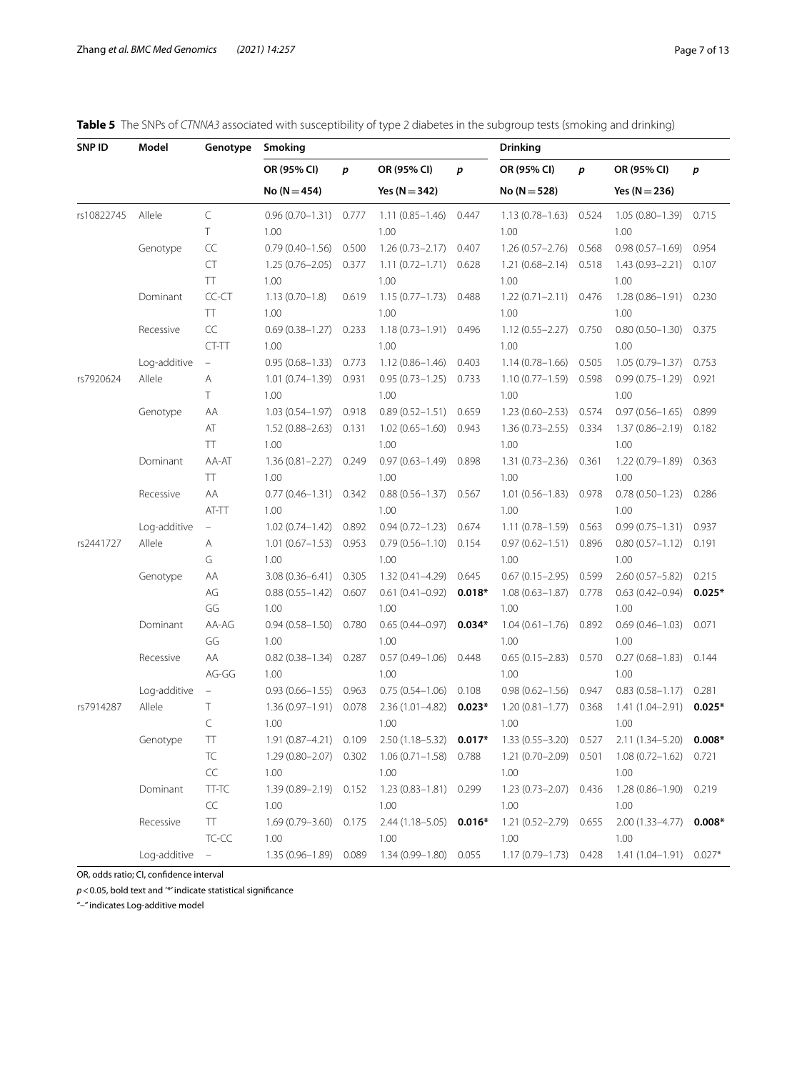**Table 5** The SNPs of *CTNNA3* associated with susceptibility of type 2 diabetes in the subgroup tests (smoking and drinking)

| SNP ID | Model | Genotype | Smoking | | | | Drinking | | | |
|---|---|---|---|---|---|---|---|---|---|---|
| | | | OR (95% CI) | *p* | OR (95% CI) | *p* | OR (95% CI) | *p* | OR (95% CI) | *p* |
| | | | No (N = 454) | | Yes (N = 342) | | No (N = 528) | | Yes (N = 236) | |
| rs10822745 | Allele | C | 0.96 (0.70–1.31) | 0.777 | 1.11 (0.85–1.46) | 0.447 | 1.13 (0.78–1.63) | 0.524 | 1.05 (0.80–1.39) | 0.715 |
| | | T | 1.00 | | 1.00 | | 1.00 | | 1.00 | |
| | Genotype | CC | 0.79 (0.40–1.56) | 0.500 | 1.26 (0.73–2.17) | 0.407 | 1.26 (0.57–2.76) | 0.568 | 0.98 (0.57–1.69) | 0.954 |
| | | CT | 1.25 (0.76–2.05) | 0.377 | 1.11 (0.72–1.71) | 0.628 | 1.21 (0.68–2.14) | 0.518 | 1.43 (0.93–2.21) | 0.107 |
| | | TT | 1.00 | | 1.00 | | 1.00 | | 1.00 | |
| | Dominant | CC-CT | 1.13 (0.70–1.8) | 0.619 | 1.15 (0.77–1.73) | 0.488 | 1.22 (0.71–2.11) | 0.476 | 1.28 (0.86–1.91) | 0.230 |
| | | TT | 1.00 | | 1.00 | | 1.00 | | 1.00 | |
| | Recessive | CC | 0.69 (0.38–1.27) | 0.233 | 1.18 (0.73–1.91) | 0.496 | 1.12 (0.55–2.27) | 0.750 | 0.80 (0.50–1.30) | 0.375 |
| | | CT-TT | 1.00 | | 1.00 | | 1.00 | | 1.00 | |
| | Log-additive | – | 0.95 (0.68–1.33) | 0.773 | 1.12 (0.86–1.46) | 0.403 | 1.14 (0.78–1.66) | 0.505 | 1.05 (0.79–1.37) | 0.753 |
| rs7920624 | Allele | A | 1.01 (0.74–1.39) | 0.931 | 0.95 (0.73–1.25) | 0.733 | 1.10 (0.77–1.59) | 0.598 | 0.99 (0.75–1.29) | 0.921 |
| | | T | 1.00 | | 1.00 | | 1.00 | | 1.00 | |
| | Genotype | AA | 1.03 (0.54–1.97) | 0.918 | 0.89 (0.52–1.51) | 0.659 | 1.23 (0.60–2.53) | 0.574 | 0.97 (0.56–1.65) | 0.899 |
| | | AT | 1.52 (0.88–2.63) | 0.131 | 1.02 (0.65–1.60) | 0.943 | 1.36 (0.73–2.55) | 0.334 | 1.37 (0.86–2.19) | 0.182 |
| | | TT | 1.00 | | 1.00 | | 1.00 | | 1.00 | |
| | Dominant | AA-AT | 1.36 (0.81–2.27) | 0.249 | 0.97 (0.63–1.49) | 0.898 | 1.31 (0.73–2.36) | 0.361 | 1.22 (0.79–1.89) | 0.363 |
| | | TT | 1.00 | | 1.00 | | 1.00 | | 1.00 | |
| | Recessive | AA | 0.77 (0.46–1.31) | 0.342 | 0.88 (0.56–1.37) | 0.567 | 1.01 (0.56–1.83) | 0.978 | 0.78 (0.50–1.23) | 0.286 |
| | | AT-TT | 1.00 | | 1.00 | | 1.00 | | 1.00 | |
| | Log-additive | – | 1.02 (0.74–1.42) | 0.892 | 0.94 (0.72–1.23) | 0.674 | 1.11 (0.78–1.59) | 0.563 | 0.99 (0.75–1.31) | 0.937 |
| rs2441727 | Allele | A | 1.01 (0.67–1.53) | 0.953 | 0.79 (0.56–1.10) | 0.154 | 0.97 (0.62–1.51) | 0.896 | 0.80 (0.57–1.12) | 0.191 |
| | | G | 1.00 | | 1.00 | | 1.00 | | 1.00 | |
| | Genotype | AA | 3.08 (0.36–6.41) | 0.305 | 1.32 (0.41–4.29) | 0.645 | 0.67 (0.15–2.95) | 0.599 | 2.60 (0.57–5.82) | 0.215 |
| | | AG | 0.88 (0.55–1.42) | 0.607 | 0.61 (0.41–0.92) | **0.018*** | 1.08 (0.63–1.87) | 0.778 | 0.63 (0.42–0.94) | **0.025*** |
| | | GG | 1.00 | | 1.00 | | 1.00 | | 1.00 | |
| | Dominant | AA-AG | 0.94 (0.58–1.50) | 0.780 | 0.65 (0.44–0.97) | **0.034*** | 1.04 (0.61–1.76) | 0.892 | 0.69 (0.46–1.03) | 0.071 |
| | | GG | 1.00 | | 1.00 | | 1.00 | | 1.00 | |
| | Recessive | AA | 0.82 (0.38–1.34) | 0.287 | 0.57 (0.49–1.06) | 0.448 | 0.65 (0.15–2.83) | 0.570 | 0.27 (0.68–1.83) | 0.144 |
| | | AG-GG | 1.00 | | 1.00 | | 1.00 | | 1.00 | |
| | Log-additive | – | 0.93 (0.66–1.55) | 0.963 | 0.75 (0.54–1.06) | 0.108 | 0.98 (0.62–1.56) | 0.947 | 0.83 (0.58–1.17) | 0.281 |
| rs7914287 | Allele | T | 1.36 (0.97–1.91) | 0.078 | 2.36 (1.01–4.82) | **0.023*** | 1.20 (0.81–1.77) | 0.368 | 1.41 (1.04–2.91) | **0.025*** |
| | | C | 1.00 | | 1.00 | | 1.00 | | 1.00 | |
| | Genotype | TT | 1.91 (0.87–4.21) | 0.109 | 2.50 (1.18–5.32) | **0.017*** | 1.33 (0.55–3.20) | 0.527 | 2.11 (1.34–5.20) | **0.008*** |
| | | TC | 1.29 (0.80–2.07) | 0.302 | 1.06 (0.71–1.58) | 0.788 | 1.21 (0.70–2.09) | 0.501 | 1.08 (0.72–1.62) | 0.721 |
| | | CC | 1.00 | | 1.00 | | 1.00 | | 1.00 | |
| | Dominant | TT-TC | 1.39 (0.89–2.19) | 0.152 | 1.23 (0.83–1.81) | 0.299 | 1.23 (0.73–2.07) | 0.436 | 1.28 (0.86–1.90) | 0.219 |
| | | CC | 1.00 | | 1.00 | | 1.00 | | 1.00 | |
| | Recessive | TT | 1.69 (0.79–3.60) | 0.175 | 2.44 (1.18–5.05) | **0.016*** | 1.21 (0.52–2.79) | 0.655 | 2.00 (1.33–4.77) | **0.008*** |
| | | TC-CC | 1.00 | | 1.00 | | 1.00 | | 1.00 | |
| | Log-additive | – | 1.35 (0.96–1.89) | 0.089 | 1.34 (0.99–1.80) | 0.055 | 1.17 (0.79–1.73) | 0.428 | 1.41 (1.04–1.91) | 0.027* |

OR, odds ratio; CI, confidence interval

*p* < 0.05, bold text and '*' indicate statistical significance

"–" indicates Log-additive model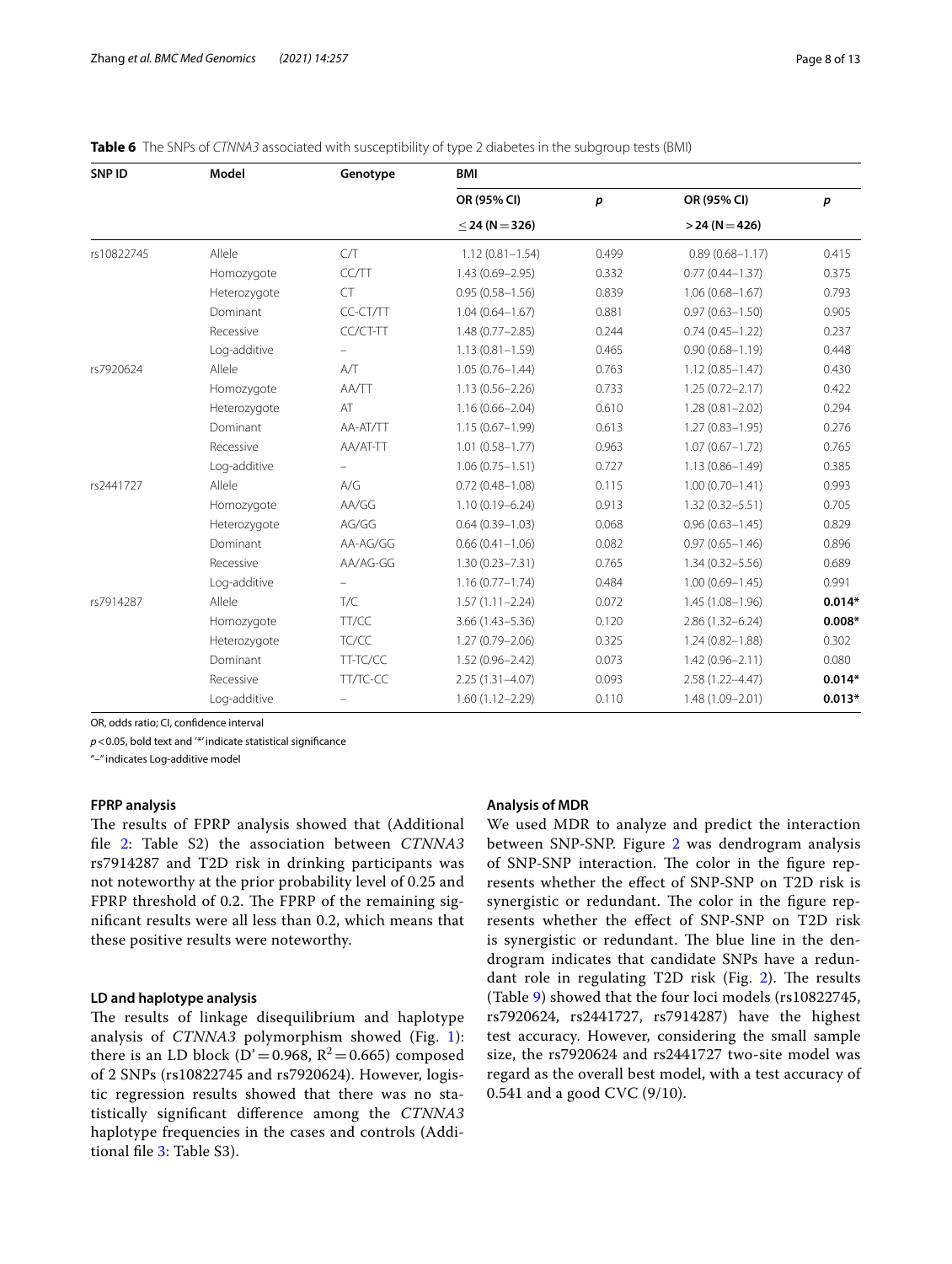**Table 6** The SNPs of *CTNNA3* associated with susceptibility of type 2 diabetes in the subgroup tests (BMI)

| SNP ID | Model | Genotype | BMI | | | |
|---|---|---|---|---|---|---|
| | | | OR (95% CI) | *p* | OR (95% CI) | *p* |
| | | | ≤ 24 (N = 326) | | > 24 (N = 426) | |
| rs10822745 | Allele | C/T | 1.12 (0.81–1.54) | 0.499 | 0.89 (0.68–1.17) | 0.415 |
| | Homozygote | CC/TT | 1.43 (0.69–2.95) | 0.332 | 0.77 (0.44–1.37) | 0.375 |
| | Heterozygote | CT | 0.95 (0.58–1.56) | 0.839 | 1.06 (0.68–1.67) | 0.793 |
| | Dominant | CC-CT/TT | 1.04 (0.64–1.67) | 0.881 | 0.97 (0.63–1.50) | 0.905 |
| | Recessive | CC/CT-TT | 1.48 (0.77–2.85) | 0.244 | 0.74 (0.45–1.22) | 0.237 |
| | Log-additive | – | 1.13 (0.81–1.59) | 0.465 | 0.90 (0.68–1.19) | 0.448 |
| rs7920624 | Allele | A/T | 1.05 (0.76–1.44) | 0.763 | 1.12 (0.85–1.47) | 0.430 |
| | Homozygote | AA/TT | 1.13 (0.56–2.26) | 0.733 | 1.25 (0.72–2.17) | 0.422 |
| | Heterozygote | AT | 1.16 (0.66–2.04) | 0.610 | 1.28 (0.81–2.02) | 0.294 |
| | Dominant | AA-AT/TT | 1.15 (0.67–1.99) | 0.613 | 1.27 (0.83–1.95) | 0.276 |
| | Recessive | AA/AT-TT | 1.01 (0.58–1.77) | 0.963 | 1.07 (0.67–1.72) | 0.765 |
| | Log-additive | – | 1.06 (0.75–1.51) | 0.727 | 1.13 (0.86–1.49) | 0.385 |
| rs2441727 | Allele | A/G | 0.72 (0.48–1.08) | 0.115 | 1.00 (0.70–1.41) | 0.993 |
| | Homozygote | AA/GG | 1.10 (0.19–6.24) | 0.913 | 1.32 (0.32–5.51) | 0.705 |
| | Heterozygote | AG/GG | 0.64 (0.39–1.03) | 0.068 | 0.96 (0.63–1.45) | 0.829 |
| | Dominant | AA-AG/GG | 0.66 (0.41–1.06) | 0.082 | 0.97 (0.65–1.46) | 0.896 |
| | Recessive | AA/AG-GG | 1.30 (0.23–7.31) | 0.765 | 1.34 (0.32–5.56) | 0.689 |
| | Log-additive | – | 1.16 (0.77–1.74) | 0.484 | 1.00 (0.69–1.45) | 0.991 |
| rs7914287 | Allele | T/C | 1.57 (1.11–2.24) | 0.072 | 1.45 (1.08–1.96) | **0.014*** |
| | Homozygote | TT/CC | 3.66 (1.43–5.36) | 0.120 | 2.86 (1.32–6.24) | **0.008*** |
| | Heterozygote | TC/CC | 1.27 (0.79–2.06) | 0.325 | 1.24 (0.82–1.88) | 0.302 |
| | Dominant | TT-TC/CC | 1.52 (0.96–2.42) | 0.073 | 1.42 (0.96–2.11) | 0.080 |
| | Recessive | TT/TC-CC | 2.25 (1.31–4.07) | 0.093 | 2.58 (1.22–4.47) | **0.014*** |
| | Log-additive | – | 1.60 (1.12–2.29) | 0.110 | 1.48 (1.09–2.01) | **0.013*** |

OR, odds ratio; CI, confidence interval

*p* < 0.05, bold text and '*' indicate statistical significance

"–" indicates Log-additive model

#### FPRP analysis

The results of FPRP analysis showed that (Additional file 2: Table S2) the association between *CTNNA3* rs7914287 and T2D risk in drinking participants was not noteworthy at the prior probability level of 0.25 and FPRP threshold of 0.2. The FPRP of the remaining significant results were all less than 0.2, which means that these positive results were noteworthy.

#### LD and haplotype analysis

The results of linkage disequilibrium and haplotype analysis of *CTNNA3* polymorphism showed (Fig. 1): there is an LD block (D' = 0.968, $R^2$ = 0.665) composed of 2 SNPs (rs10822745 and rs7920624). However, logistic regression results showed that there was no statistically significant difference among the *CTNNA3* haplotype frequencies in the cases and controls (Additional file 3: Table S3).

#### Analysis of MDR

We used MDR to analyze and predict the interaction between SNP-SNP. Figure 2 was dendrogram analysis of SNP-SNP interaction. The color in the figure represents whether the effect of SNP-SNP on T2D risk is synergistic or redundant. The color in the figure represents whether the effect of SNP-SNP on T2D risk is synergistic or redundant. The blue line in the dendrogram indicates that candidate SNPs have a redundant role in regulating T2D risk (Fig. 2). The results (Table 9) showed that the four loci models (rs10822745, rs7920624, rs2441727, rs7914287) have the highest test accuracy. However, considering the small sample size, the rs7920624 and rs2441727 two-site model was regard as the overall best model, with a test accuracy of 0.541 and a good CVC (9/10).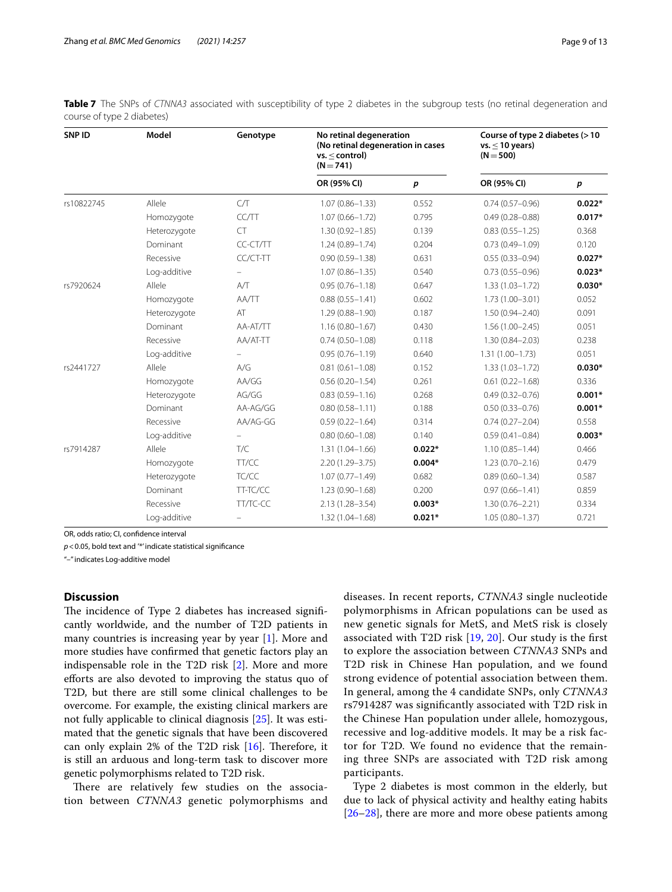**Table 7** The SNPs of *CTNNA3* associated with susceptibility of type 2 diabetes in the subgroup tests (no retinal degeneration and course of type 2 diabetes)

| SNP ID | Model | Genotype | No retinal degeneration (No retinal degeneration in cases vs. ≤ control) (N = 741) | | Course of type 2 diabetes (> 10 vs. ≤ 10 years) (N = 500) | |
|---|---|---|---|---|---|---|
| | | | OR (95% CI) | *p* | OR (95% CI) | *p* |
| rs10822745 | Allele | C/T | 1.07 (0.86–1.33) | 0.552 | 0.74 (0.57–0.96) | **0.022*** |
| | Homozygote | CC/TT | 1.07 (0.66–1.72) | 0.795 | 0.49 (0.28–0.88) | **0.017*** |
| | Heterozygote | CT | 1.30 (0.92–1.85) | 0.139 | 0.83 (0.55–1.25) | 0.368 |
| | Dominant | CC-CT/TT | 1.24 (0.89–1.74) | 0.204 | 0.73 (0.49–1.09) | 0.120 |
| | Recessive | CC/CT-TT | 0.90 (0.59–1.38) | 0.631 | 0.55 (0.33–0.94) | **0.027*** |
| | Log-additive | – | 1.07 (0.86–1.35) | 0.540 | 0.73 (0.55–0.96) | **0.023*** |
| rs7920624 | Allele | A/T | 0.95 (0.76–1.18) | 0.647 | 1.33 (1.03–1.72) | **0.030*** |
| | Homozygote | AA/TT | 0.88 (0.55–1.41) | 0.602 | 1.73 (1.00–3.01) | 0.052 |
| | Heterozygote | AT | 1.29 (0.88–1.90) | 0.187 | 1.50 (0.94–2.40) | 0.091 |
| | Dominant | AA-AT/TT | 1.16 (0.80–1.67) | 0.430 | 1.56 (1.00–2.45) | 0.051 |
| | Recessive | AA/AT-TT | 0.74 (0.50–1.08) | 0.118 | 1.30 (0.84–2.03) | 0.238 |
| | Log-additive | – | 0.95 (0.76–1.19) | 0.640 | 1.31 (1.00–1.73) | 0.051 |
| rs2441727 | Allele | A/G | 0.81 (0.61–1.08) | 0.152 | 1.33 (1.03–1.72) | **0.030*** |
| | Homozygote | AA/GG | 0.56 (0.20–1.54) | 0.261 | 0.61 (0.22–1.68) | 0.336 |
| | Heterozygote | AG/GG | 0.83 (0.59–1.16) | 0.268 | 0.49 (0.32–0.76) | **0.001*** |
| | Dominant | AA-AG/GG | 0.80 (0.58–1.11) | 0.188 | 0.50 (0.33–0.76) | **0.001*** |
| | Recessive | AA/AG-GG | 0.59 (0.22–1.64) | 0.314 | 0.74 (0.27–2.04) | 0.558 |
| | Log-additive | – | 0.80 (0.60–1.08) | 0.140 | 0.59 (0.41–0.84) | **0.003*** |
| rs7914287 | Allele | T/C | 1.31 (1.04–1.66) | **0.022*** | 1.10 (0.85–1.44) | 0.466 |
| | Homozygote | TT/CC | 2.20 (1.29–3.75) | **0.004*** | 1.23 (0.70–2.16) | 0.479 |
| | Heterozygote | TC/CC | 1.07 (0.77–1.49) | 0.682 | 0.89 (0.60–1.34) | 0.587 |
| | Dominant | TT-TC/CC | 1.23 (0.90–1.68) | 0.200 | 0.97 (0.66–1.41) | 0.859 |
| | Recessive | TT/TC-CC | 2.13 (1.28–3.54) | **0.003*** | 1.30 (0.76–2.21) | 0.334 |
| | Log-additive | – | 1.32 (1.04–1.68) | **0.021*** | 1.05 (0.80–1.37) | 0.721 |

OR, odds ratio; CI, confidence interval

$p < 0.05$, bold text and '*' indicate statistical significance

"–" indicates Log-additive model

## Discussion

The incidence of Type 2 diabetes has increased significantly worldwide, and the number of T2D patients in many countries is increasing year by year [1]. More and more studies have confirmed that genetic factors play an indispensable role in the T2D risk [2]. More and more efforts are also devoted to improving the status quo of T2D, but there are still some clinical challenges to be overcome. For example, the existing clinical markers are not fully applicable to clinical diagnosis [25]. It was estimated that the genetic signals that have been discovered can only explain 2% of the T2D risk [16]. Therefore, it is still an arduous and long-term task to discover more genetic polymorphisms related to T2D risk.

There are relatively few studies on the association between *CTNNA3* genetic polymorphisms and diseases. In recent reports, *CTNNA3* single nucleotide polymorphisms in African populations can be used as new genetic signals for MetS, and MetS risk is closely associated with T2D risk [19, 20]. Our study is the first to explore the association between *CTNNA3* SNPs and T2D risk in Chinese Han population, and we found strong evidence of potential association between them. In general, among the 4 candidate SNPs, only *CTNNA3* rs7914287 was significantly associated with T2D risk in the Chinese Han population under allele, homozygous, recessive and log-additive models. It may be a risk factor for T2D. We found no evidence that the remaining three SNPs are associated with T2D risk among participants.

Type 2 diabetes is most common in the elderly, but due to lack of physical activity and healthy eating habits [26–28], there are more and more obese patients among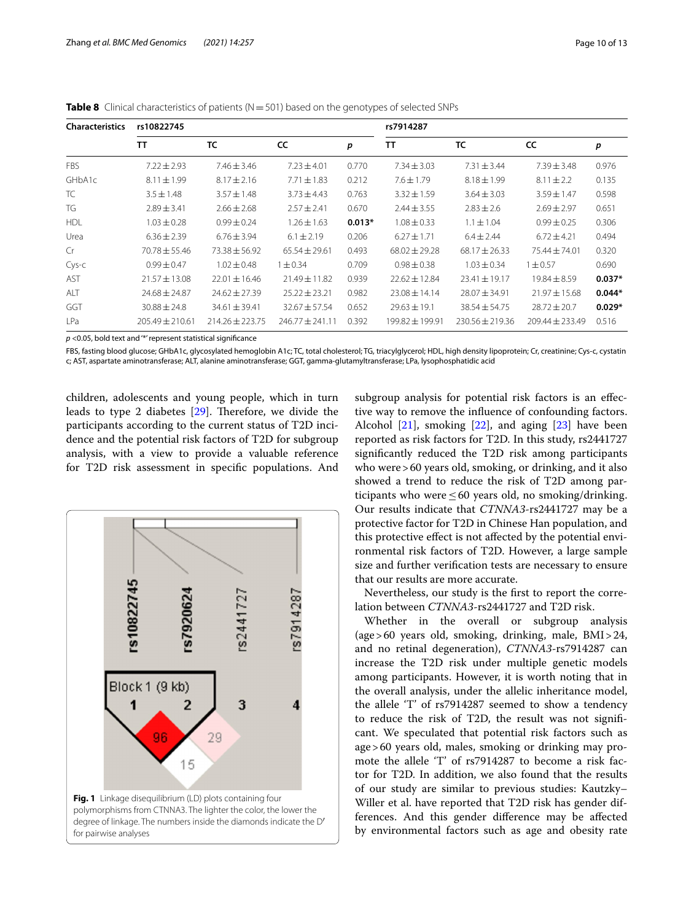**Table 8** Clinical characteristics of patients (N = 501) based on the genotypes of selected SNPs

| Characteristics | rs10822745 | | | | rs7914287 | | | |
|---|---|---|---|---|---|---|---|---|
| | TT | TC | CC | *p* | TT | TC | CC | *p* |
| FBS | 7.22 ± 2.93 | 7.46 ± 3.46 | 7.23 ± 4.01 | 0.770 | 7.34 ± 3.03 | 7.31 ± 3.44 | 7.39 ± 3.48 | 0.976 |
| GHbA1c | 8.11 ± 1.99 | 8.17 ± 2.16 | 7.71 ± 1.83 | 0.212 | 7.6 ± 1.79 | 8.18 ± 1.99 | 8.11 ± 2.2 | 0.135 |
| TC | 3.5 ± 1.48 | 3.57 ± 1.48 | 3.73 ± 4.43 | 0.763 | 3.32 ± 1.59 | 3.64 ± 3.03 | 3.59 ± 1.47 | 0.598 |
| TG | 2.89 ± 3.41 | 2.66 ± 2.68 | 2.57 ± 2.41 | 0.670 | 2.44 ± 3.55 | 2.83 ± 2.6 | 2.69 ± 2.97 | 0.651 |
| HDL | 1.03 ± 0.28 | 0.99 ± 0.24 | 1.26 ± 1.63 | **0.013*** | 1.08 ± 0.33 | 1.1 ± 1.04 | 0.99 ± 0.25 | 0.306 |
| Urea | 6.36 ± 2.39 | 6.76 ± 3.94 | 6.1 ± 2.19 | 0.206 | 6.27 ± 1.71 | 6.4 ± 2.44 | 6.72 ± 4.21 | 0.494 |
| Cr | 70.78 ± 55.46 | 73.38 ± 56.92 | 65.54 ± 29.61 | 0.493 | 68.02 ± 29.28 | 68.17 ± 26.33 | 75.44 ± 74.01 | 0.320 |
| Cys-c | 0.99 ± 0.47 | 1.02 ± 0.48 | 1 ± 0.34 | 0.709 | 0.98 ± 0.38 | 1.03 ± 0.34 | 1 ± 0.57 | 0.690 |
| AST | 21.57 ± 13.08 | 22.01 ± 16.46 | 21.49 ± 11.82 | 0.939 | 22.62 ± 12.84 | 23.41 ± 19.17 | 19.84 ± 8.59 | **0.037*** |
| ALT | 24.68 ± 24.87 | 24.62 ± 27.39 | 25.22 ± 23.21 | 0.982 | 23.08 ± 14.14 | 28.07 ± 34.91 | 21.97 ± 15.68 | **0.044*** |
| GGT | 30.88 ± 24.8 | 34.61 ± 39.41 | 32.67 ± 57.54 | 0.652 | 29.63 ± 19.1 | 38.54 ± 54.75 | 28.72 ± 20.7 | **0.029*** |
| LPa | 205.49 ± 210.61 | 214.26 ± 223.75 | 246.77 ± 241.11 | 0.392 | 199.82 ± 199.91 | 230.56 ± 219.36 | 209.44 ± 233.49 | 0.516 |

*p* <0.05, bold text and '*' represent statistical significance

FBS, fasting blood glucose; GHbA1c, glycosylated hemoglobin A1c; TC, total cholesterol; TG, triacylglyceride; HDL, high density lipoprotein; Cr, creatinine; Cys-c, cystatin c; AST, aspartate aminotransferase; ALT, alanine aminotransferase; GGT, gamma-glutamyltransferase; LPa, lysophosphatidic acid

children, adolescents and young people, which in turn leads to type 2 diabetes [29]. Therefore, we divide the participants according to the current status of T2D incidence and the potential risk factors of T2D for subgroup analysis, with a view to provide a valuable reference for T2D risk assessment in specific populations. And subgroup analysis for potential risk factors is an effective way to remove the influence of confounding factors. Alcohol [21], smoking [22], and aging [23] have been reported as risk factors for T2D. In this study, rs2441727 significantly reduced the T2D risk among participants who were > 60 years old, smoking, or drinking, and it also showed a trend to reduce the risk of T2D among participants who were ≤ 60 years old, no smoking/drinking. Our results indicate that *CTNNA3*-rs2441727 may be a protective factor for T2D in Chinese Han population, and this protective effect is not affected by the potential environmental risk factors of T2D. However, a large sample size and further verification tests are necessary to ensure that our results are more accurate.

Nevertheless, our study is the first to report the correlation between *CTNNA3*-rs2441727 and T2D risk.

Whether in the overall or subgroup analysis (age > 60 years old, smoking, drinking, male, BMI > 24, and no retinal degeneration), *CTNNA3*-rs7914287 can increase the T2D risk under multiple genetic models among participants. However, it is worth noting that in the overall analysis, under the allelic inheritance model, the allele 'T' of rs7914287 seemed to show a tendency to reduce the risk of T2D, the result was not significant. We speculated that potential risk factors such as age > 60 years old, males, smoking or drinking may promote the allele 'T' of rs7914287 to become a risk factor for T2D. In addition, we also found that the results of our study are similar to previous studies: Kautzky–Willer et al. have reported that T2D risk has gender differences. And this gender difference may be affected by environmental factors such as age and obesity rate

**Fig. 1** Linkage disequilibrium (LD) plots containing four polymorphisms from CTNNA3. The lighter the color, the lower the degree of linkage. The numbers inside the diamonds indicate the D′ for pairwise analyses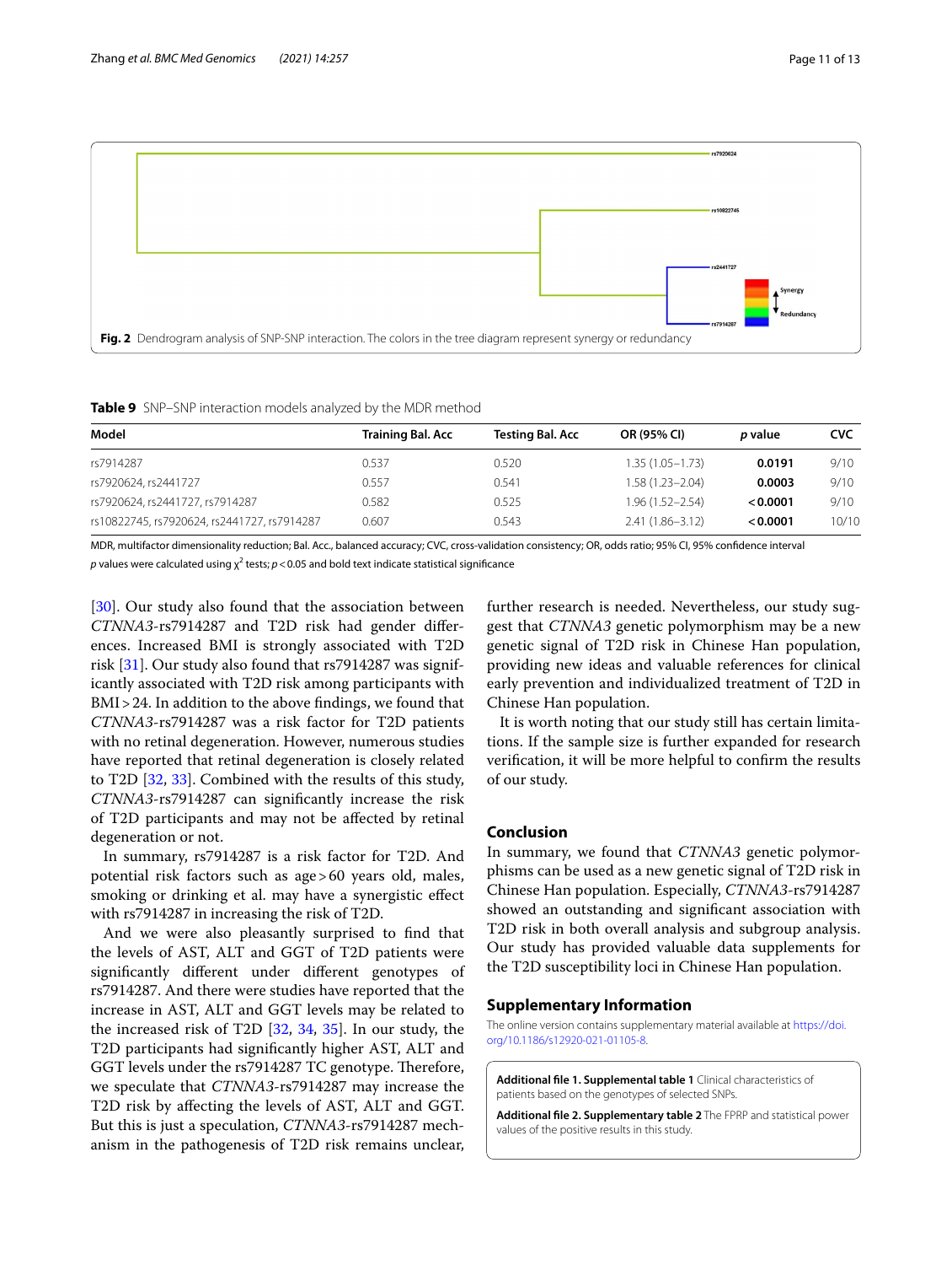Fig. 2 Dendrogram analysis of SNP-SNP interaction. The colors in the tree diagram represent synergy or redundancy

**Table 9** SNP–SNP interaction models analyzed by the MDR method

| Model | Training Bal. Acc | Testing Bal. Acc | OR (95% CI) | *p* value | CVC |
|---|---|---|---|---|---|
| rs7914287 | 0.537 | 0.520 | 1.35 (1.05–1.73) | **0.0191** | 9/10 |
| rs7920624, rs2441727 | 0.557 | 0.541 | 1.58 (1.23–2.04) | **0.0003** | 9/10 |
| rs7920624, rs2441727, rs7914287 | 0.582 | 0.525 | 1.96 (1.52–2.54) | **< 0.0001** | 9/10 |
| rs10822745, rs7920624, rs2441727, rs7914287 | 0.607 | 0.543 | 2.41 (1.86–3.12) | **< 0.0001** | 10/10 |

MDR, multifactor dimensionality reduction; Bal. Acc., balanced accuracy; CVC, cross-validation consistency; OR, odds ratio; 95% CI, 95% confidence interval

*p* values were calculated using $\chi^2$ tests; $p < 0.05$ and bold text indicate statistical significance

[30]. Our study also found that the association between *CTNNA3*-rs7914287 and T2D risk had gender differences. Increased BMI is strongly associated with T2D risk [31]. Our study also found that rs7914287 was significantly associated with T2D risk among participants with BMI > 24. In addition to the above findings, we found that *CTNNA3*-rs7914287 was a risk factor for T2D patients with no retinal degeneration. However, numerous studies have reported that retinal degeneration is closely related to T2D [32, 33]. Combined with the results of this study, *CTNNA3*-rs7914287 can significantly increase the risk of T2D participants and may not be affected by retinal degeneration or not.

In summary, rs7914287 is a risk factor for T2D. And potential risk factors such as age > 60 years old, males, smoking or drinking et al. may have a synergistic effect with rs7914287 in increasing the risk of T2D.

And we were also pleasantly surprised to find that the levels of AST, ALT and GGT of T2D patients were significantly different under different genotypes of rs7914287. And there were studies have reported that the increase in AST, ALT and GGT levels may be related to the increased risk of T2D [32, 34, 35]. In our study, the T2D participants had significantly higher AST, ALT and GGT levels under the rs7914287 TC genotype. Therefore, we speculate that *CTNNA3*-rs7914287 may increase the T2D risk by affecting the levels of AST, ALT and GGT. But this is just a speculation, *CTNNA3*-rs7914287 mechanism in the pathogenesis of T2D risk remains unclear, further research is needed. Nevertheless, our study suggest that *CTNNA3* genetic polymorphism may be a new genetic signal of T2D risk in Chinese Han population, providing new ideas and valuable references for clinical early prevention and individualized treatment of T2D in Chinese Han population.

It is worth noting that our study still has certain limitations. If the sample size is further expanded for research verification, it will be more helpful to confirm the results of our study.

## Conclusion

In summary, we found that *CTNNA3* genetic polymorphisms can be used as a new genetic signal of T2D risk in Chinese Han population. Especially, *CTNNA3*-rs7914287 showed an outstanding and significant association with T2D risk in both overall analysis and subgroup analysis. Our study has provided valuable data supplements for the T2D susceptibility loci in Chinese Han population.

## Supplementary Information

The online version contains supplementary material available at https://doi.org/10.1186/s12920-021-01105-8.

**Additional file 1. Supplemental table 1** Clinical characteristics of patients based on the genotypes of selected SNPs.

**Additional file 2. Supplementary table 2** The FPRP and statistical power values of the positive results in this study.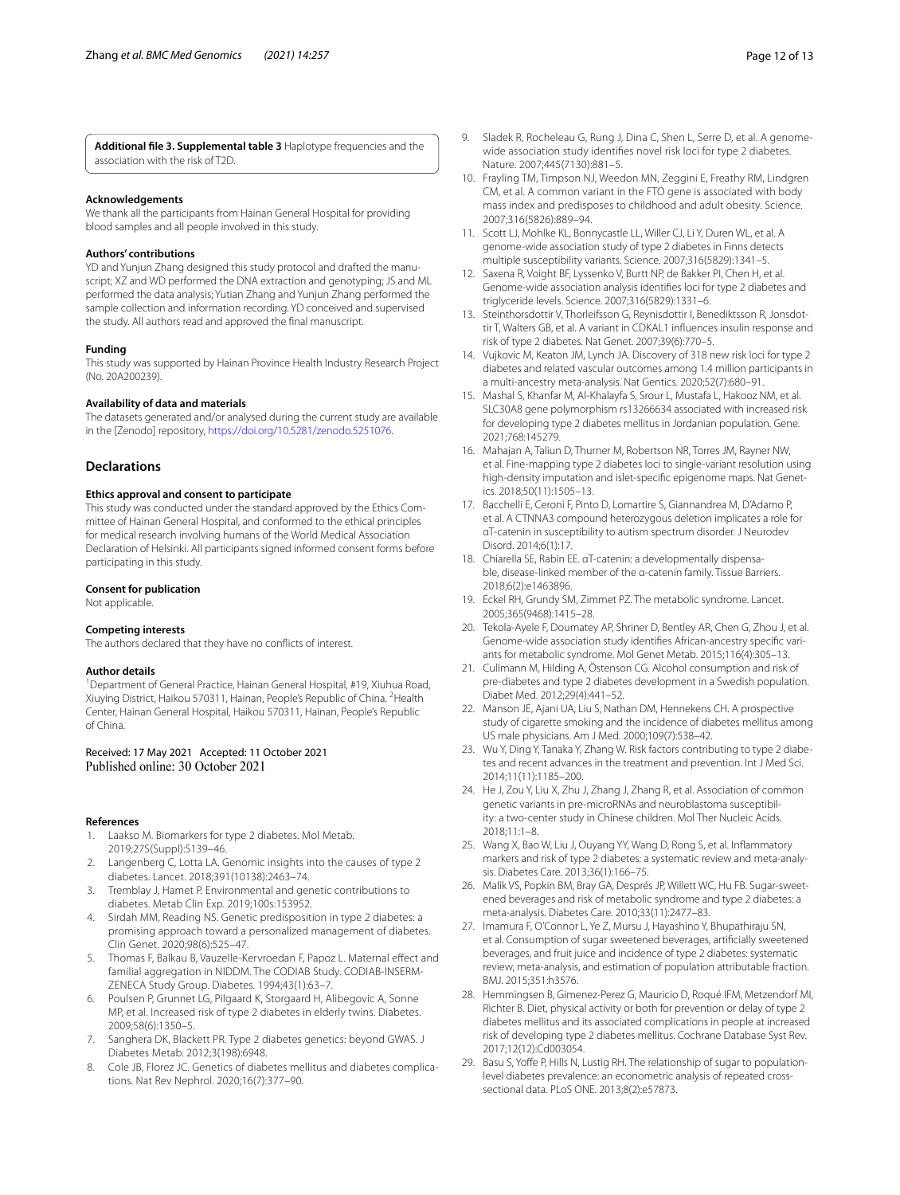**Additional file 3. Supplemental table 3** Haplotype frequencies and the association with the risk of T2D.

#### Acknowledgements

We thank all the participants from Hainan General Hospital for providing blood samples and all people involved in this study.

#### Authors' contributions

YD and Yunjun Zhang designed this study protocol and drafted the manuscript; XZ and WD performed the DNA extraction and genotyping; JS and ML performed the data analysis; Yutian Zhang and Yunjun Zhang performed the sample collection and information recording. YD conceived and supervised the study. All authors read and approved the final manuscript.

#### Funding

This study was supported by Hainan Province Health Industry Research Project (No. 20A200239).

#### Availability of data and materials

The datasets generated and/or analysed during the current study are available in the [Zenodo] repository, https://doi.org/10.5281/zenodo.5251076.

## Declarations

#### Ethics approval and consent to participate

This study was conducted under the standard approved by the Ethics Committee of Hainan General Hospital, and conformed to the ethical principles for medical research involving humans of the World Medical Association Declaration of Helsinki. All participants signed informed consent forms before participating in this study.

#### Consent for publication

Not applicable.

#### Competing interests

The authors declared that they have no conflicts of interest.

#### Author details

[1]Department of General Practice, Hainan General Hospital, #19, Xiuhua Road, Xiuying District, Haikou 570311, Hainan, People's Republic of China. [2]Health Center, Hainan General Hospital, Haikou 570311, Hainan, People's Republic of China.

Received: 17 May 2021 Accepted: 11 October 2021
Published online: 30 October 2021

#### References

1. Laakso M. Biomarkers for type 2 diabetes. Mol Metab. 2019;27S(Suppl):S139–46.
2. Langenberg C, Lotta LA. Genomic insights into the causes of type 2 diabetes. Lancet. 2018;391(10138):2463–74.
3. Tremblay J, Hamet P. Environmental and genetic contributions to diabetes. Metab Clin Exp. 2019;100s:153952.
4. Sirdah MM, Reading NS. Genetic predisposition in type 2 diabetes: a promising approach toward a personalized management of diabetes. Clin Genet. 2020;98(6):525–47.
5. Thomas F, Balkau B, Vauzelle-Kervroedan F, Papoz L. Maternal effect and familial aggregation in NIDDM. The CODIAB Study. CODIAB-INSERM-ZENECA Study Group. Diabetes. 1994;43(1):63–7.
6. Poulsen P, Grunnet LG, Pilgaard K, Storgaard H, Alibegovic A, Sonne MP, et al. Increased risk of type 2 diabetes in elderly twins. Diabetes. 2009;58(6):1350–5.
7. Sanghera DK, Blackett PR. Type 2 diabetes genetics: beyond GWAS. J Diabetes Metab. 2012;3(198):6948.
8. Cole JB, Florez JC. Genetics of diabetes mellitus and diabetes complications. Nat Rev Nephrol. 2020;16(7):377–90.
9. Sladek R, Rocheleau G, Rung J, Dina C, Shen L, Serre D, et al. A genome-wide association study identifies novel risk loci for type 2 diabetes. Nature. 2007;445(7130):881–5.
10. Frayling TM, Timpson NJ, Weedon MN, Zeggini E, Freathy RM, Lindgren CM, et al. A common variant in the FTO gene is associated with body mass index and predisposes to childhood and adult obesity. Science. 2007;316(5826):889–94.
11. Scott LJ, Mohlke KL, Bonnycastle LL, Willer CJ, Li Y, Duren WL, et al. A genome-wide association study of type 2 diabetes in Finns detects multiple susceptibility variants. Science. 2007;316(5829):1341–5.
12. Saxena R, Voight BF, Lyssenko V, Burtt NP, de Bakker PI, Chen H, et al. Genome-wide association analysis identifies loci for type 2 diabetes and triglyceride levels. Science. 2007;316(5829):1331–6.
13. Steinthorsdottir V, Thorleifsson G, Reynisdottir I, Benediktsson R, Jonsdottir T, Walters GB, et al. A variant in CDKAL1 influences insulin response and risk of type 2 diabetes. Nat Genet. 2007;39(6):770–5.
14. Vujkovic M, Keaton JM, Lynch JA. Discovery of 318 new risk loci for type 2 diabetes and related vascular outcomes among 1.4 million participants in a multi-ancestry meta-analysis. Nat Gentics. 2020;52(7):680–91.
15. Mashal S, Khanfar M, Al-Khalayfa S, Srour L, Mustafa L, Hakooz NM, et al. SLC30A8 gene polymorphism rs13266634 associated with increased risk for developing type 2 diabetes mellitus in Jordanian population. Gene. 2021;768:145279.
16. Mahajan A, Taliun D, Thurner M, Robertson NR, Torres JM, Rayner NW, et al. Fine-mapping type 2 diabetes loci to single-variant resolution using high-density imputation and islet-specific epigenome maps. Nat Genetics. 2018;50(11):1505–13.
17. Bacchelli E, Ceroni F, Pinto D, Lomartire S, Giannandrea M, D'Adamo P, et al. A CTNNA3 compound heterozygous deletion implicates a role for αT-catenin in susceptibility to autism spectrum disorder. J Neurodev Disord. 2014;6(1):17.
18. Chiarella SE, Rabin EE. αT-catenin: a developmentally dispensable, disease-linked member of the α-catenin family. Tissue Barriers. 2018;6(2):e1463896.
19. Eckel RH, Grundy SM, Zimmet PZ. The metabolic syndrome. Lancet. 2005;365(9468):1415–28.
20. Tekola-Ayele F, Doumatey AP, Shriner D, Bentley AR, Chen G, Zhou J, et al. Genome-wide association study identifies African-ancestry specific variants for metabolic syndrome. Mol Genet Metab. 2015;116(4):305–13.
21. Cullmann M, Hilding A, Östenson CG. Alcohol consumption and risk of pre-diabetes and type 2 diabetes development in a Swedish population. Diabet Med. 2012;29(4):441–52.
22. Manson JE, Ajani UA, Liu S, Nathan DM, Hennekens CH. A prospective study of cigarette smoking and the incidence of diabetes mellitus among US male physicians. Am J Med. 2000;109(7):538–42.
23. Wu Y, Ding Y, Tanaka Y, Zhang W. Risk factors contributing to type 2 diabetes and recent advances in the treatment and prevention. Int J Med Sci. 2014;11(11):1185–200.
24. He J, Zou Y, Liu X, Zhu J, Zhang J, Zhang R, et al. Association of common genetic variants in pre-microRNAs and neuroblastoma susceptibility: a two-center study in Chinese children. Mol Ther Nucleic Acids. 2018;11:1–8.
25. Wang X, Bao W, Liu J, Ouyang YY, Wang D, Rong S, et al. Inflammatory markers and risk of type 2 diabetes: a systematic review and meta-analysis. Diabetes Care. 2013;36(1):166–75.
26. Malik VS, Popkin BM, Bray GA, Després JP, Willett WC, Hu FB. Sugar-sweetened beverages and risk of metabolic syndrome and type 2 diabetes: a meta-analysis. Diabetes Care. 2010;33(11):2477–83.
27. Imamura F, O'Connor L, Ye Z, Mursu J, Hayashino Y, Bhupathiraju SN, et al. Consumption of sugar sweetened beverages, artificially sweetened beverages, and fruit juice and incidence of type 2 diabetes: systematic review, meta-analysis, and estimation of population attributable fraction. BMJ. 2015;351:h3576.
28. Hemmingsen B, Gimenez-Perez G, Mauricio D, Roqué IFM, Metzendorf MI, Richter B. Diet, physical activity or both for prevention or delay of type 2 diabetes mellitus and its associated complications in people at increased risk of developing type 2 diabetes mellitus. Cochrane Database Syst Rev. 2017;12(12):Cd003054.
29. Basu S, Yoffe P, Hills N, Lustig RH. The relationship of sugar to population-level diabetes prevalence: an econometric analysis of repeated cross-sectional data. PLoS ONE. 2013;8(2):e57873.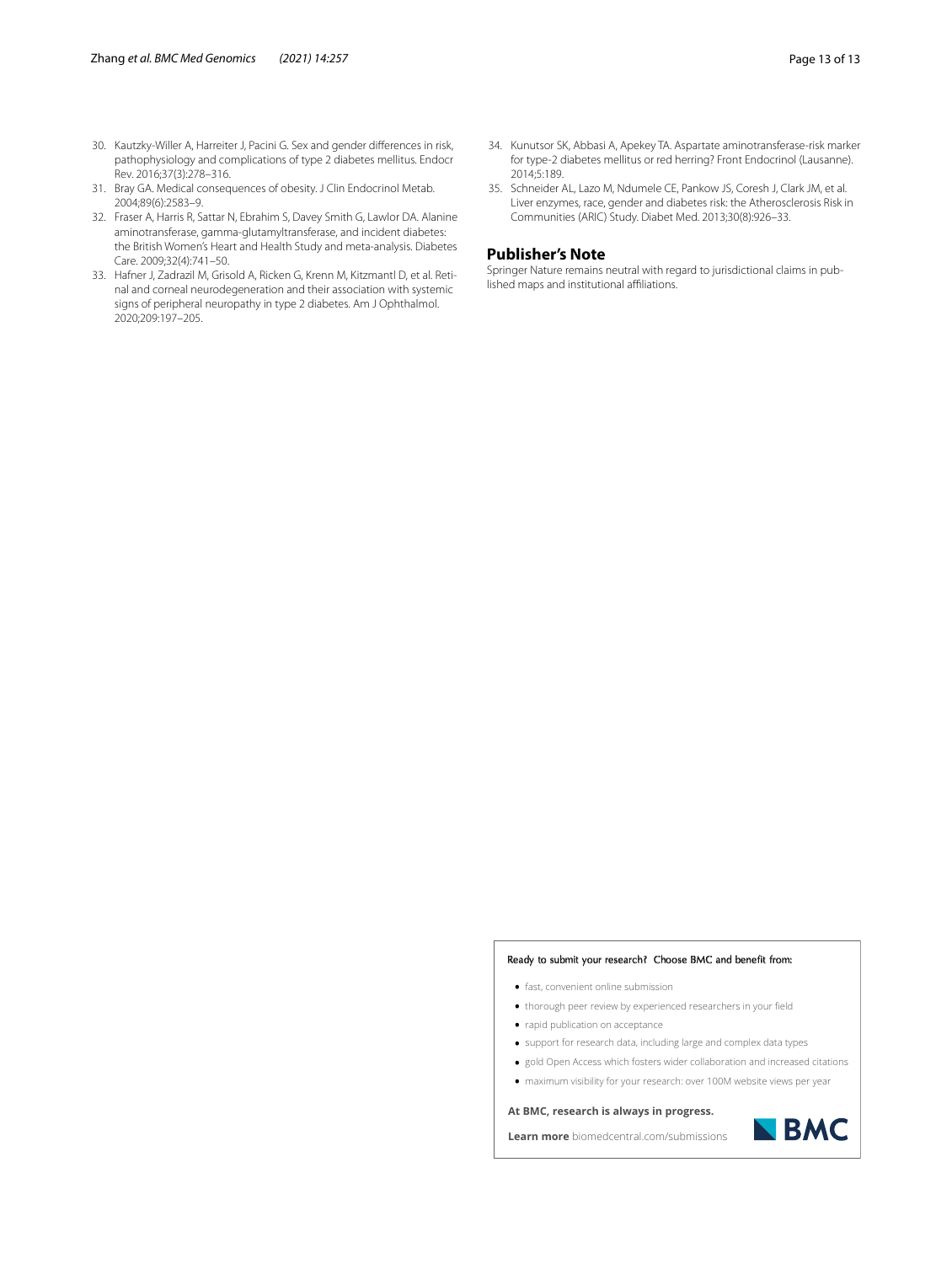30. Kautzky-Willer A, Harreiter J, Pacini G. Sex and gender differences in risk, pathophysiology and complications of type 2 diabetes mellitus. Endocr Rev. 2016;37(3):278–316.
31. Bray GA. Medical consequences of obesity. J Clin Endocrinol Metab. 2004;89(6):2583–9.
32. Fraser A, Harris R, Sattar N, Ebrahim S, Davey Smith G, Lawlor DA. Alanine aminotransferase, gamma-glutamyltransferase, and incident diabetes: the British Women's Heart and Health Study and meta-analysis. Diabetes Care. 2009;32(4):741–50.
33. Hafner J, Zadrazil M, Grisold A, Ricken G, Krenn M, Kitzmantl D, et al. Retinal and corneal neurodegeneration and their association with systemic signs of peripheral neuropathy in type 2 diabetes. Am J Ophthalmol. 2020;209:197–205.
34. Kunutsor SK, Abbasi A, Apekey TA. Aspartate aminotransferase-risk marker for type-2 diabetes mellitus or red herring? Front Endocrinol (Lausanne). 2014;5:189.
35. Schneider AL, Lazo M, Ndumele CE, Pankow JS, Coresh J, Clark JM, et al. Liver enzymes, race, gender and diabetes risk: the Atherosclerosis Risk in Communities (ARIC) Study. Diabet Med. 2013;30(8):926–33.

## Publisher's Note

Springer Nature remains neutral with regard to jurisdictional claims in published maps and institutional affiliations.

Ready to submit your research? Choose BMC and benefit from:

- fast, convenient online submission
- thorough peer review by experienced researchers in your field
- rapid publication on acceptance
- support for research data, including large and complex data types
- gold Open Access which fosters wider collaboration and increased citations
- maximum visibility for your research: over 100M website views per year

**At BMC, research is always in progress.**

**Learn more** biomedcentral.com/submissions

BMC